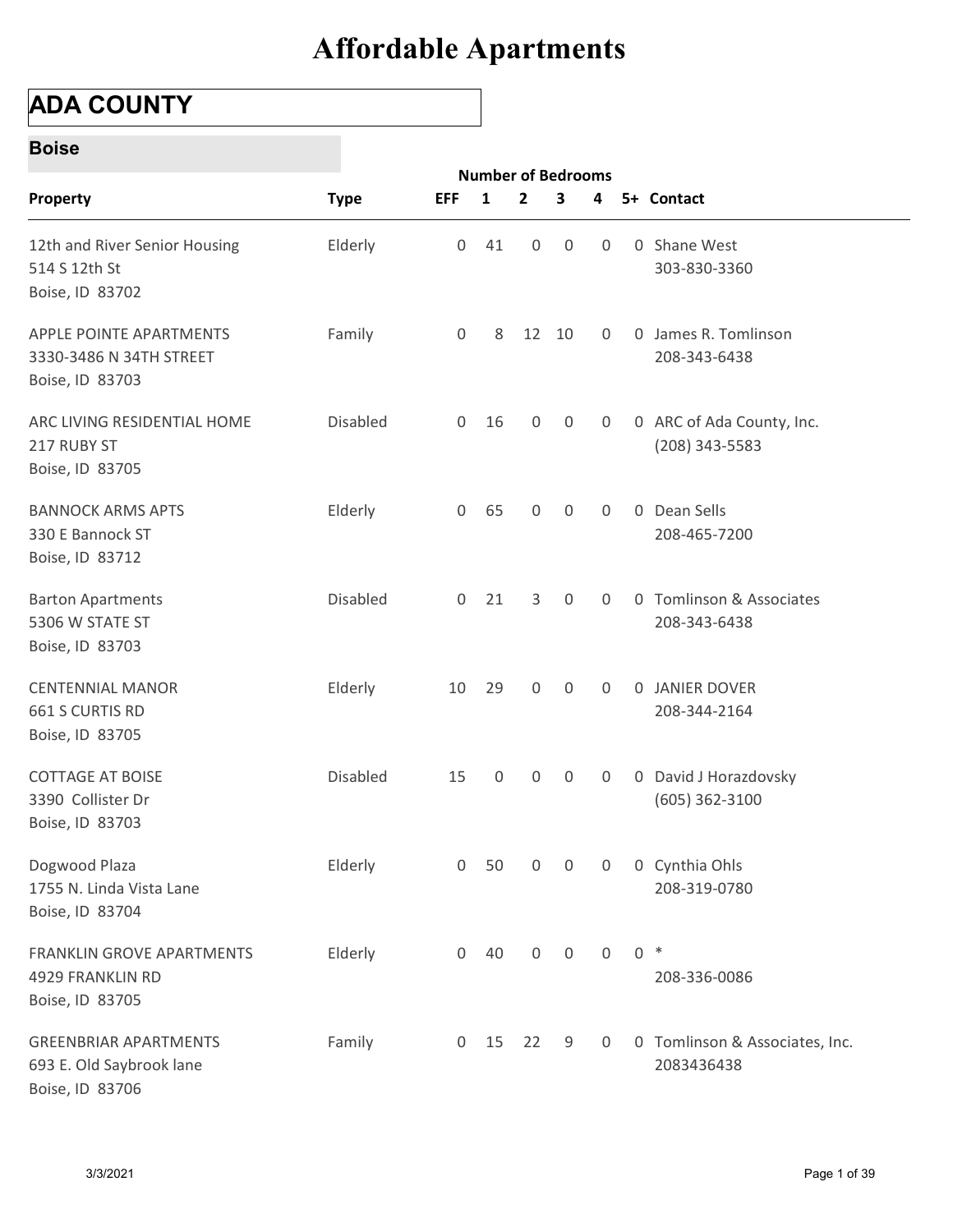# Affordable Apartments

## ADA COUNTY

### Boise

| Property | Type | EFF | 1 | 2 | 3 | 4 | 5+ | Contact |
|---|---|---|---|---|---|---|---|---|
| | | Number of Bedrooms | | | | | | |
| 12th and River Senior Housing<br>514 S 12th St<br>Boise, ID 83702 | Elderly | 0 | 41 | 0 | 0 | 0 | 0 | Shane West<br>303-830-3360 |
| APPLE POINTE APARTMENTS<br>3330-3486 N 34TH STREET<br>Boise, ID 83703 | Family | 0 | 8 | 12 | 10 | 0 | 0 | James R. Tomlinson<br>208-343-6438 |
| ARC LIVING RESIDENTIAL HOME<br>217 RUBY ST<br>Boise, ID 83705 | Disabled | 0 | 16 | 0 | 0 | 0 | 0 | ARC of Ada County, Inc.<br>(208) 343-5583 |
| BANNOCK ARMS APTS<br>330 E Bannock ST<br>Boise, ID 83712 | Elderly | 0 | 65 | 0 | 0 | 0 | 0 | Dean Sells<br>208-465-7200 |
| Barton Apartments<br>5306 W STATE ST<br>Boise, ID 83703 | Disabled | 0 | 21 | 3 | 0 | 0 | 0 | Tomlinson & Associates<br>208-343-6438 |
| CENTENNIAL MANOR<br>661 S CURTIS RD<br>Boise, ID 83705 | Elderly | 10 | 29 | 0 | 0 | 0 | 0 | JANIER DOVER<br>208-344-2164 |
| COTTAGE AT BOISE<br>3390 Collister Dr<br>Boise, ID 83703 | Disabled | 15 | 0 | 0 | 0 | 0 | 0 | David J Horazdovsky<br>(605) 362-3100 |
| Dogwood Plaza<br>1755 N. Linda Vista Lane<br>Boise, ID 83704 | Elderly | 0 | 50 | 0 | 0 | 0 | 0 | Cynthia Ohls<br>208-319-0780 |
| FRANKLIN GROVE APARTMENTS<br>4929 FRANKLIN RD<br>Boise, ID 83705 | Elderly | 0 | 40 | 0 | 0 | 0 | 0 | *<br>208-336-0086 |
| GREENBRIAR APARTMENTS<br>693 E. Old Saybrook lane<br>Boise, ID 83706 | Family | 0 | 15 | 22 | 9 | 0 | 0 | Tomlinson & Associates, Inc.<br>2083436438 |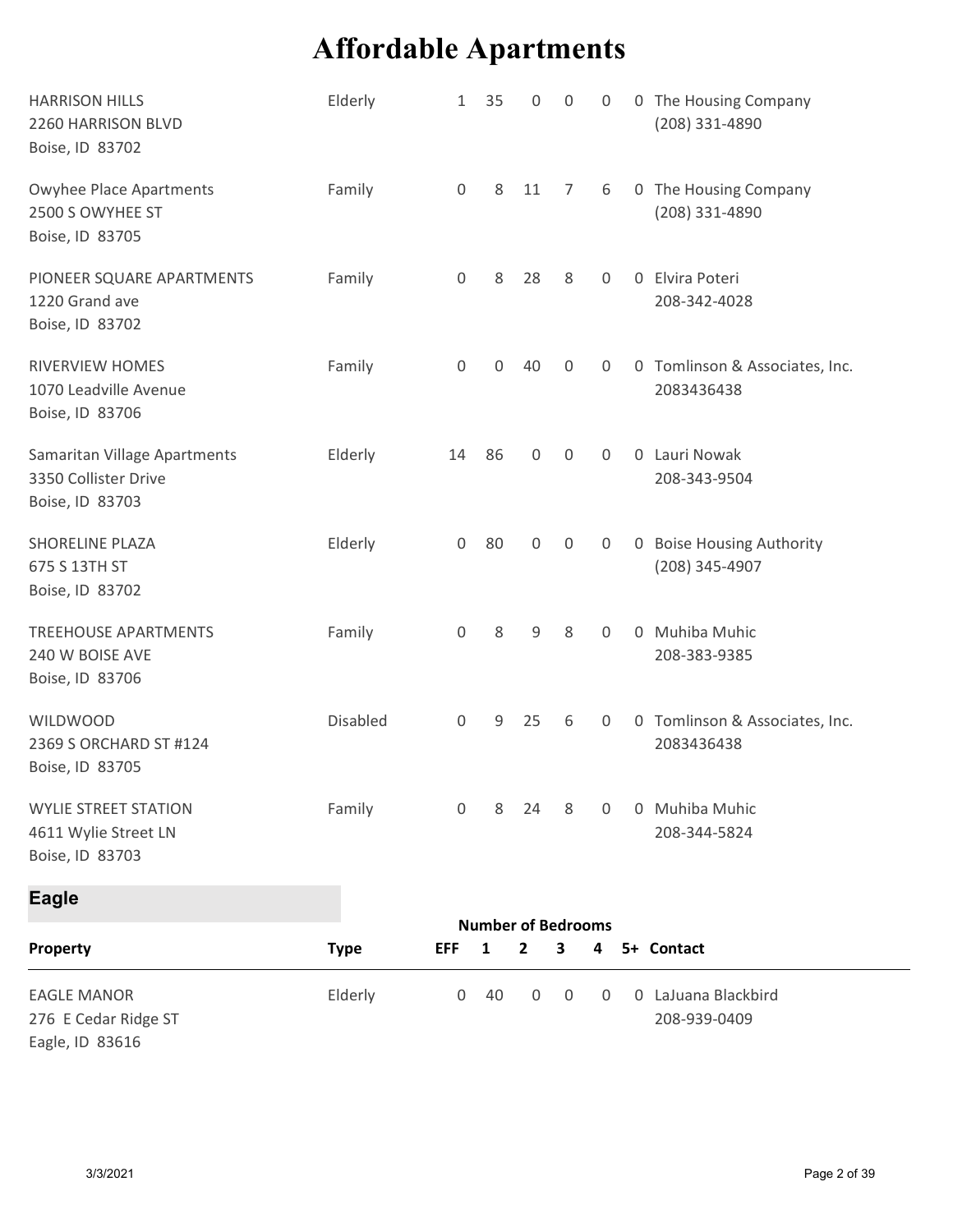# Affordable Apartments

| Property | Type | EFF | 1 | 2 | 3 | 4 | 5+ | Contact |
|---|---|---|---|---|---|---|---|---|
| HARRISON HILLS<br>2260 HARRISON BLVD<br>Boise, ID 83702 | Elderly | 1 | 35 | 0 | 0 | 0 | 0 | The Housing Company<br>(208) 331-4890 |
| Owyhee Place Apartments<br>2500 S OWYHEE ST<br>Boise, ID 83705 | Family | 0 | 8 | 11 | 7 | 6 | 0 | The Housing Company<br>(208) 331-4890 |
| PIONEER SQUARE APARTMENTS<br>1220 Grand ave<br>Boise, ID 83702 | Family | 0 | 8 | 28 | 8 | 0 | 0 | Elvira Poteri<br>208-342-4028 |
| RIVERVIEW HOMES<br>1070 Leadville Avenue<br>Boise, ID 83706 | Family | 0 | 0 | 40 | 0 | 0 | 0 | Tomlinson & Associates, Inc.<br>2083436438 |
| Samaritan Village Apartments<br>3350 Collister Drive<br>Boise, ID 83703 | Elderly | 14 | 86 | 0 | 0 | 0 | 0 | Lauri Nowak<br>208-343-9504 |
| SHORELINE PLAZA<br>675 S 13TH ST<br>Boise, ID 83702 | Elderly | 0 | 80 | 0 | 0 | 0 | 0 | Boise Housing Authority<br>(208) 345-4907 |
| TREEHOUSE APARTMENTS<br>240 W BOISE AVE<br>Boise, ID 83706 | Family | 0 | 8 | 9 | 8 | 0 | 0 | Muhiba Muhic<br>208-383-9385 |
| WILDWOOD<br>2369 S ORCHARD ST #124<br>Boise, ID 83705 | Disabled | 0 | 9 | 25 | 6 | 0 | 0 | Tomlinson & Associates, Inc.<br>2083436438 |
| WYLIE STREET STATION<br>4611 Wylie Street LN<br>Boise, ID 83703 | Family | 0 | 8 | 24 | 8 | 0 | 0 | Muhiba Muhic<br>208-344-5824 |

## Eagle

| Property | Type | Number of Bedrooms | | | | | | Contact |
|---|---|---|---|---|---|---|---|---|
| | | EFF | 1 | 2 | 3 | 4 | 5+ | |
| EAGLE MANOR<br>276 E Cedar Ridge ST<br>Eagle, ID 83616 | Elderly | 0 | 40 | 0 | 0 | 0 | 0 | LaJuana Blackbird<br>208-939-0409 |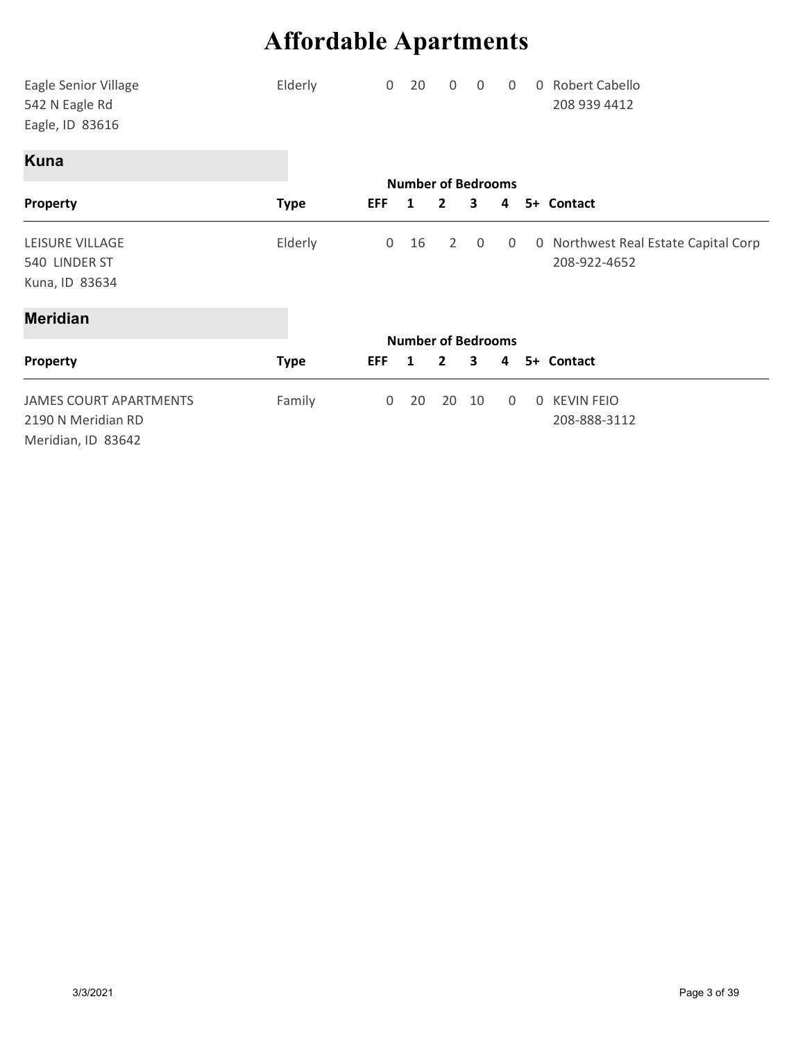# Affordable Apartments

| Property | Type | EFF | 1 | 2 | 3 | 4 | 5+ | Contact |
|---|---|---|---|---|---|---|---|---|
| Eagle Senior Village<br>542 N Eagle Rd<br>Eagle, ID 83616 | Elderly | 0 | 20 | 0 | 0 | 0 | 0 | Robert Cabello<br>208 939 4412 |

## Kuna

| Property | Type | Number of Bedrooms | | | | | | Contact |
|---|---|---|---|---|---|---|---|---|
| | | EFF | 1 | 2 | 3 | 4 | 5+ | |
| LEISURE VILLAGE<br>540 LINDER ST<br>Kuna, ID 83634 | Elderly | 0 | 16 | 2 | 0 | 0 | 0 | Northwest Real Estate Capital Corp<br>208-922-4652 |

## Meridian

| Property | Type | Number of Bedrooms | | | | | | Contact |
|---|---|---|---|---|---|---|---|---|
| | | EFF | 1 | 2 | 3 | 4 | 5+ | |
| JAMES COURT APARTMENTS<br>2190 N Meridian RD<br>Meridian, ID 83642 | Family | 0 | 20 | 20 | 10 | 0 | 0 | KEVIN FEIO<br>208-888-3112 |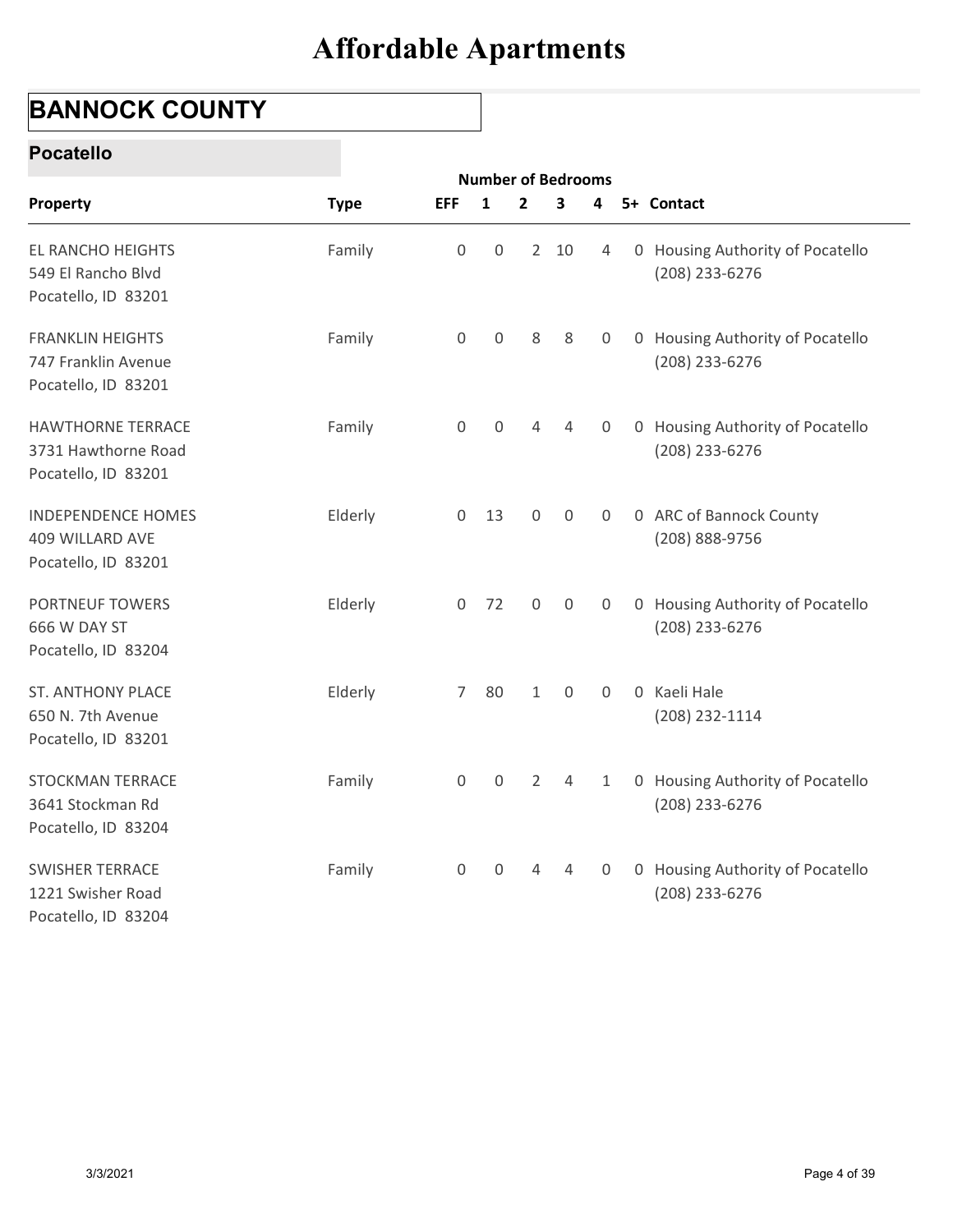# Affordable Apartments

## BANNOCK COUNTY

### Pocatello

| Property | Type | Number of Bedrooms | | | | | | Contact |
|---|---|---|---|---|---|---|---|---|
| | | EFF | 1 | 2 | 3 | 4 | 5+ | |
| EL RANCHO HEIGHTS<br>549 El Rancho Blvd<br>Pocatello, ID 83201 | Family | 0 | 0 | 2 | 10 | 4 | 0 | Housing Authority of Pocatello<br>(208) 233-6276 |
| FRANKLIN HEIGHTS<br>747 Franklin Avenue<br>Pocatello, ID 83201 | Family | 0 | 0 | 8 | 8 | 0 | 0 | Housing Authority of Pocatello<br>(208) 233-6276 |
| HAWTHORNE TERRACE<br>3731 Hawthorne Road<br>Pocatello, ID 83201 | Family | 0 | 0 | 4 | 4 | 0 | 0 | Housing Authority of Pocatello<br>(208) 233-6276 |
| INDEPENDENCE HOMES<br>409 WILLARD AVE<br>Pocatello, ID 83201 | Elderly | 0 | 13 | 0 | 0 | 0 | 0 | ARC of Bannock County<br>(208) 888-9756 |
| PORTNEUF TOWERS<br>666 W DAY ST<br>Pocatello, ID 83204 | Elderly | 0 | 72 | 0 | 0 | 0 | 0 | Housing Authority of Pocatello<br>(208) 233-6276 |
| ST. ANTHONY PLACE<br>650 N. 7th Avenue<br>Pocatello, ID 83201 | Elderly | 7 | 80 | 1 | 0 | 0 | 0 | Kaeli Hale<br>(208) 232-1114 |
| STOCKMAN TERRACE<br>3641 Stockman Rd<br>Pocatello, ID 83204 | Family | 0 | 0 | 2 | 4 | 1 | 0 | Housing Authority of Pocatello<br>(208) 233-6276 |
| SWISHER TERRACE<br>1221 Swisher Road<br>Pocatello, ID 83204 | Family | 0 | 0 | 4 | 4 | 0 | 0 | Housing Authority of Pocatello<br>(208) 233-6276 |

3/3/2021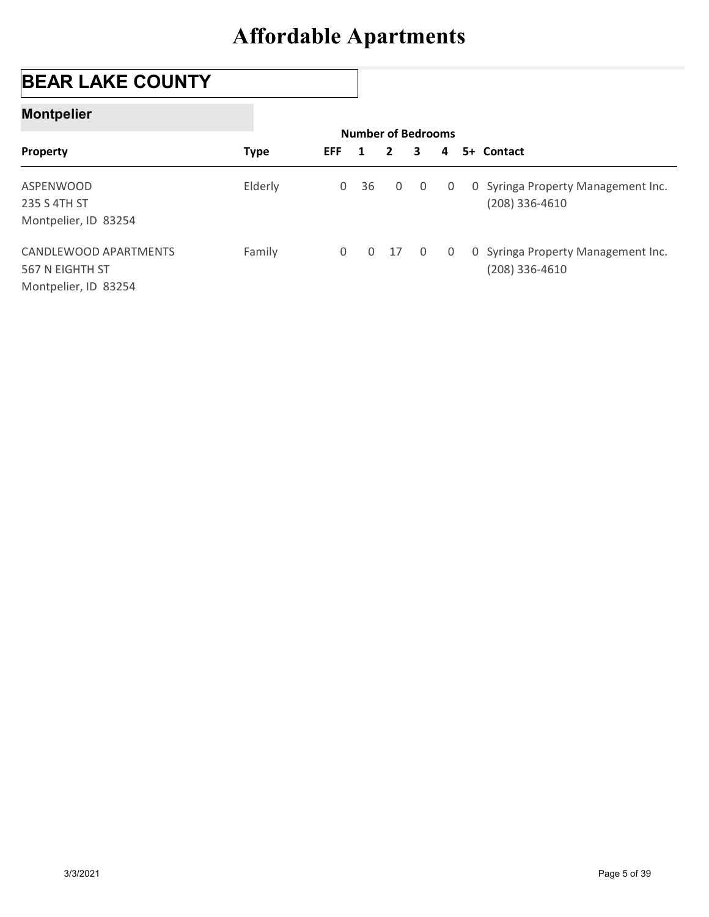# Affordable Apartments

## BEAR LAKE COUNTY

### Montpelier

| Property | Type | EFF | 1 | 2 | 3 | 4 | 5+ | Contact |
|---|---|---|---|---|---|---|---|---|
| | | Number of Bedrooms | | | | | | |
| ASPENWOOD<br>235 S 4TH ST<br>Montpelier, ID 83254 | Elderly | 0 | 36 | 0 | 0 | 0 | 0 | Syringa Property Management Inc.<br>(208) 336-4610 |
| CANDLEWOOD APARTMENTS<br>567 N EIGHTH ST<br>Montpelier, ID 83254 | Family | 0 | 0 | 17 | 0 | 0 | 0 | Syringa Property Management Inc.<br>(208) 336-4610 |

3/3/2021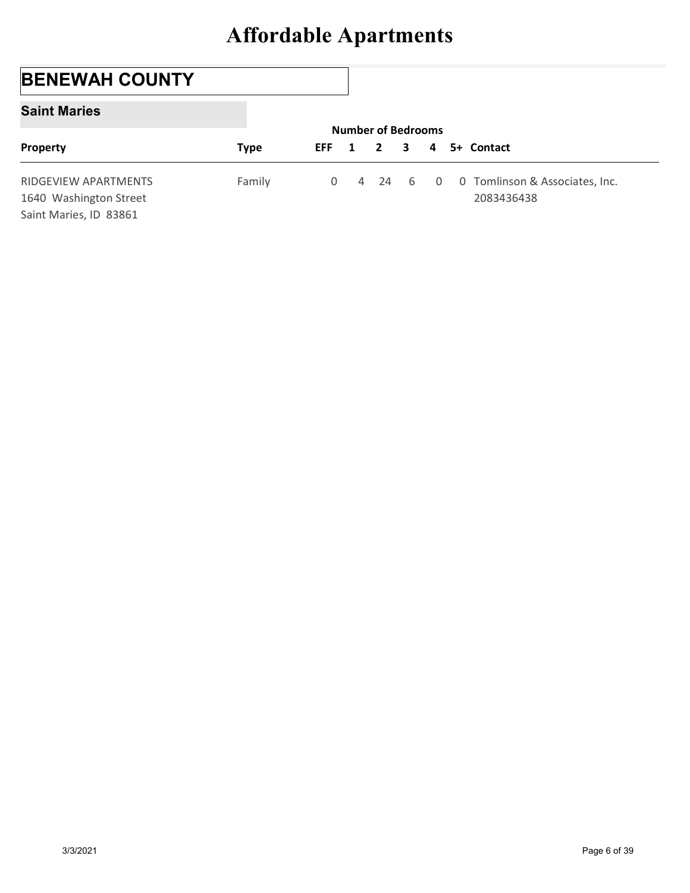# Affordable Apartments

## BENEWAH COUNTY

### Saint Maries

| Property | Type | Number of Bedrooms | | | | | | Contact |
|---|---|---|---|---|---|---|---|---|
| | | EFF | 1 | 2 | 3 | 4 | 5+ | |
| RIDGEVIEW APARTMENTS<br>1640 Washington Street<br>Saint Maries, ID 83861 | Family | 0 | 4 | 24 | 6 | 0 | 0 | Tomlinson & Associates, Inc.<br>2083436438 |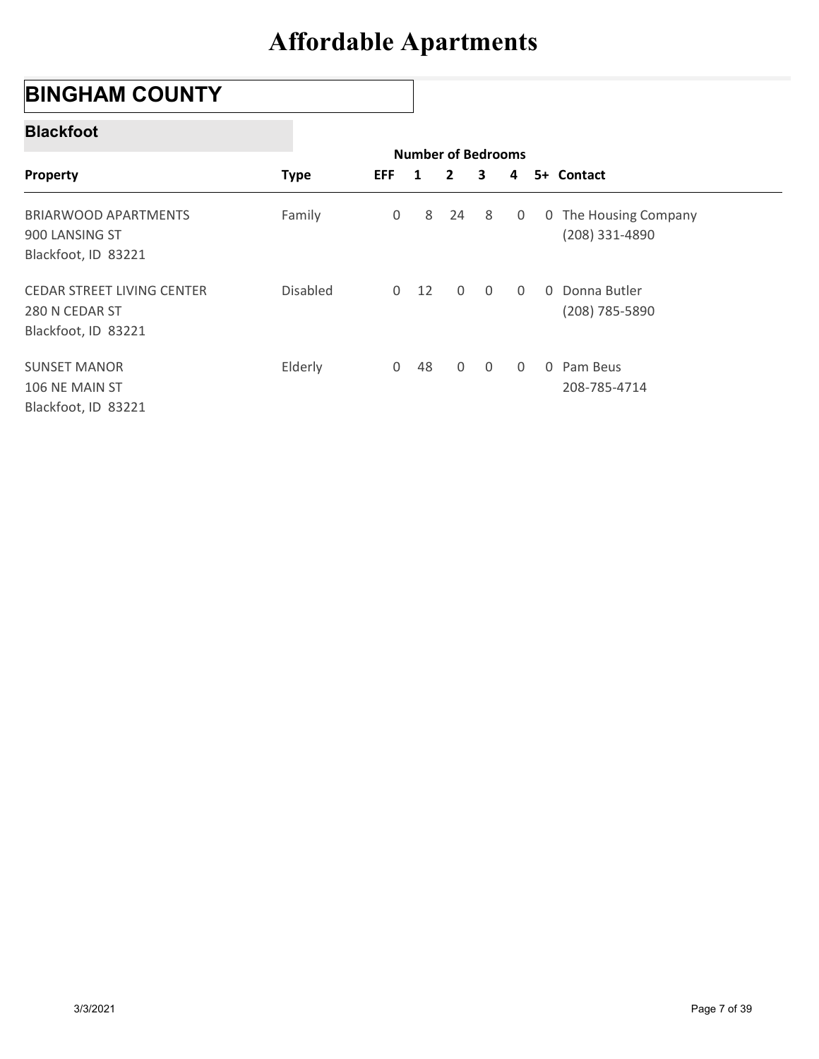# Affordable Apartments

## BINGHAM COUNTY

### Blackfoot

| Property | Type | Number of Bedrooms | | | | | | Contact |
|---|---|---|---|---|---|---|---|---|
| | | EFF | 1 | 2 | 3 | 4 | 5+ | |
| BRIARWOOD APARTMENTS<br>900 LANSING ST<br>Blackfoot, ID 83221 | Family | 0 | 8 | 24 | 8 | 0 | 0 | The Housing Company<br>(208) 331-4890 |
| CEDAR STREET LIVING CENTER<br>280 N CEDAR ST<br>Blackfoot, ID 83221 | Disabled | 0 | 12 | 0 | 0 | 0 | 0 | Donna Butler<br>(208) 785-5890 |
| SUNSET MANOR<br>106 NE MAIN ST<br>Blackfoot, ID 83221 | Elderly | 0 | 48 | 0 | 0 | 0 | 0 | Pam Beus<br>208-785-4714 |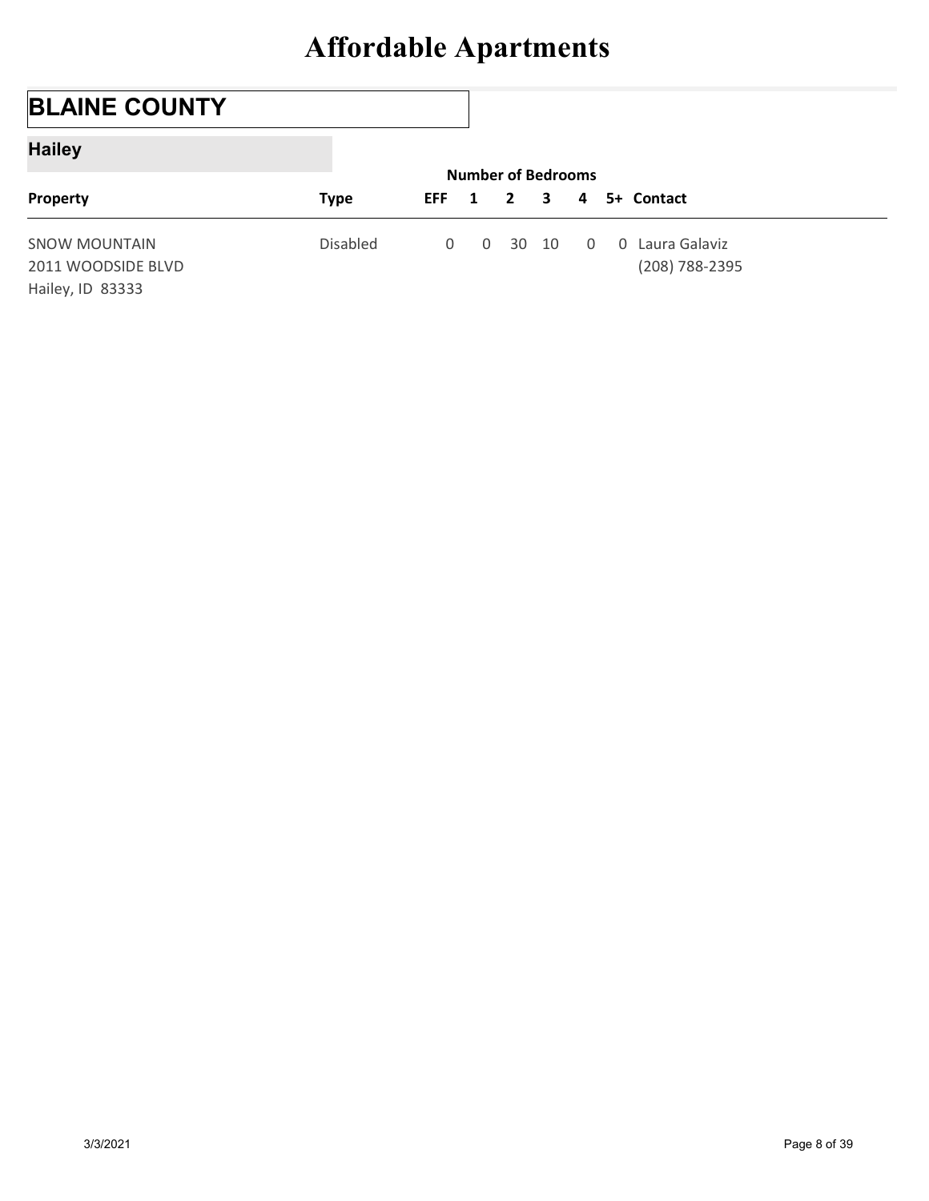# Affordable Apartments

## BLAINE COUNTY

### Hailey

| Property | Type | Number of Bedrooms | | | | | | Contact |
|---|---|---|---|---|---|---|---|---|
| | | EFF | 1 | 2 | 3 | 4 | 5+ | |
| SNOW MOUNTAIN<br>2011 WOODSIDE BLVD<br>Hailey, ID 83333 | Disabled | 0 | 0 | 30 | 10 | 0 | 0 | Laura Galaviz<br>(208) 788-2395 |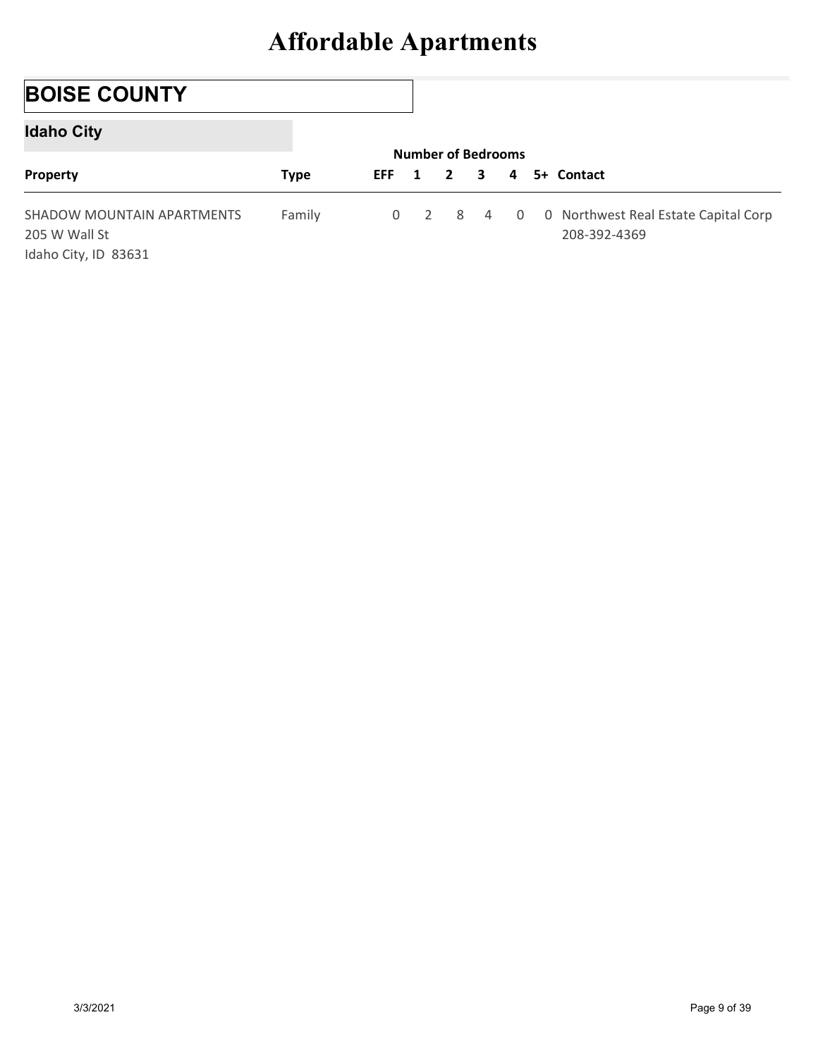# Affordable Apartments

## BOISE COUNTY

### Idaho City

| Property | Type | Number of Bedrooms | | | | | | Contact |
|---|---|---|---|---|---|---|---|---|
| | | EFF | 1 | 2 | 3 | 4 | 5+ | |
| SHADOW MOUNTAIN APARTMENTS<br>205 W Wall St<br>Idaho City, ID 83631 | Family | 0 | 2 | 8 | 4 | 0 | 0 | Northwest Real Estate Capital Corp<br>208-392-4369 |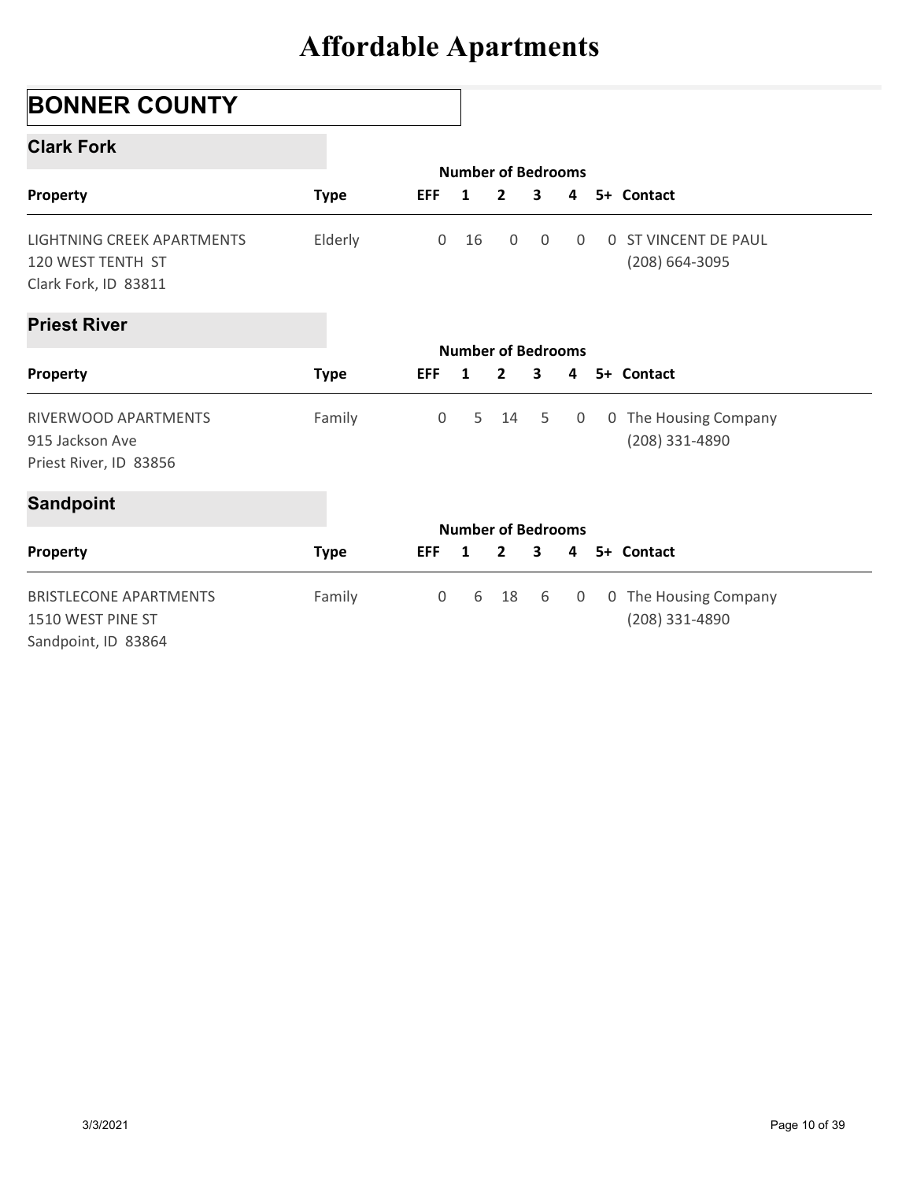# Affordable Apartments

## BONNER COUNTY

### Clark Fork

| Property | Type | Number of Bedrooms | | | | | | Contact |
|---|---|---|---|---|---|---|---|---|
| | | EFF | 1 | 2 | 3 | 4 | 5+ | |
| LIGHTNING CREEK APARTMENTS<br>120 WEST TENTH ST<br>Clark Fork, ID 83811 | Elderly | 0 | 16 | 0 | 0 | 0 | 0 | ST VINCENT DE PAUL<br>(208) 664-3095 |

### Priest River

| Property | Type | Number of Bedrooms | | | | | | Contact |
|---|---|---|---|---|---|---|---|---|
| | | EFF | 1 | 2 | 3 | 4 | 5+ | |
| RIVERWOOD APARTMENTS<br>915 Jackson Ave<br>Priest River, ID 83856 | Family | 0 | 5 | 14 | 5 | 0 | 0 | The Housing Company<br>(208) 331-4890 |

### Sandpoint

| Property | Type | Number of Bedrooms | | | | | | Contact |
|---|---|---|---|---|---|---|---|---|
| | | EFF | 1 | 2 | 3 | 4 | 5+ | |
| BRISTLECONE APARTMENTS<br>1510 WEST PINE ST<br>Sandpoint, ID 83864 | Family | 0 | 6 | 18 | 6 | 0 | 0 | The Housing Company<br>(208) 331-4890 |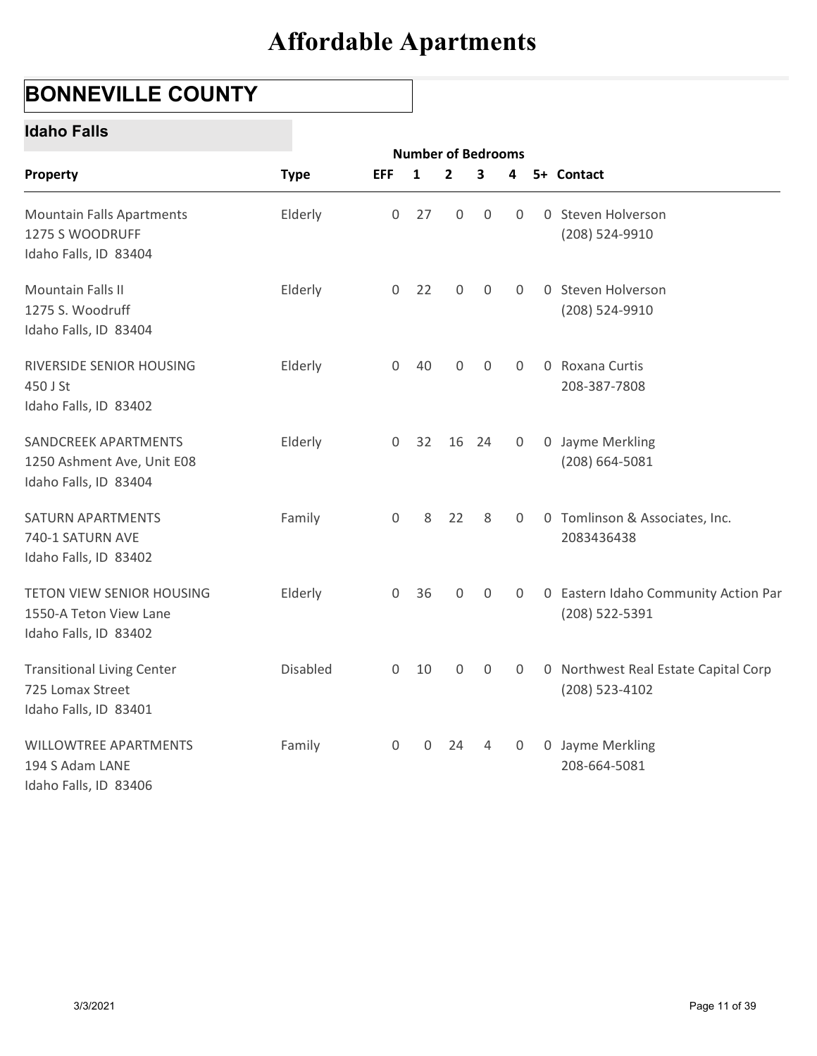# Affordable Apartments

## BONNEVILLE COUNTY

### Idaho Falls

| Property | Type | EFF | 1 | 2 | 3 | 4 | 5+ | Contact |
|---|---|---|---|---|---|---|---|---|
| | | Number of Bedrooms | | | | | | |
| Mountain Falls Apartments<br>1275 S WOODRUFF<br>Idaho Falls, ID 83404 | Elderly | 0 | 27 | 0 | 0 | 0 | 0 | Steven Holverson<br>(208) 524-9910 |
| Mountain Falls II<br>1275 S. Woodruff<br>Idaho Falls, ID 83404 | Elderly | 0 | 22 | 0 | 0 | 0 | 0 | Steven Holverson<br>(208) 524-9910 |
| RIVERSIDE SENIOR HOUSING<br>450 J St<br>Idaho Falls, ID 83402 | Elderly | 0 | 40 | 0 | 0 | 0 | 0 | Roxana Curtis<br>208-387-7808 |
| SANDCREEK APARTMENTS<br>1250 Ashment Ave, Unit E08<br>Idaho Falls, ID 83404 | Elderly | 0 | 32 | 16 | 24 | 0 | 0 | Jayme Merkling<br>(208) 664-5081 |
| SATURN APARTMENTS<br>740-1 SATURN AVE<br>Idaho Falls, ID 83402 | Family | 0 | 8 | 22 | 8 | 0 | 0 | Tomlinson & Associates, Inc.<br>2083436438 |
| TETON VIEW SENIOR HOUSING<br>1550-A Teton View Lane<br>Idaho Falls, ID 83402 | Elderly | 0 | 36 | 0 | 0 | 0 | 0 | Eastern Idaho Community Action Par<br>(208) 522-5391 |
| Transitional Living Center<br>725 Lomax Street<br>Idaho Falls, ID 83401 | Disabled | 0 | 10 | 0 | 0 | 0 | 0 | Northwest Real Estate Capital Corp<br>(208) 523-4102 |
| WILLOWTREE APARTMENTS<br>194 S Adam LANE<br>Idaho Falls, ID 83406 | Family | 0 | 0 | 24 | 4 | 0 | 0 | Jayme Merkling<br>208-664-5081 |

3/3/2021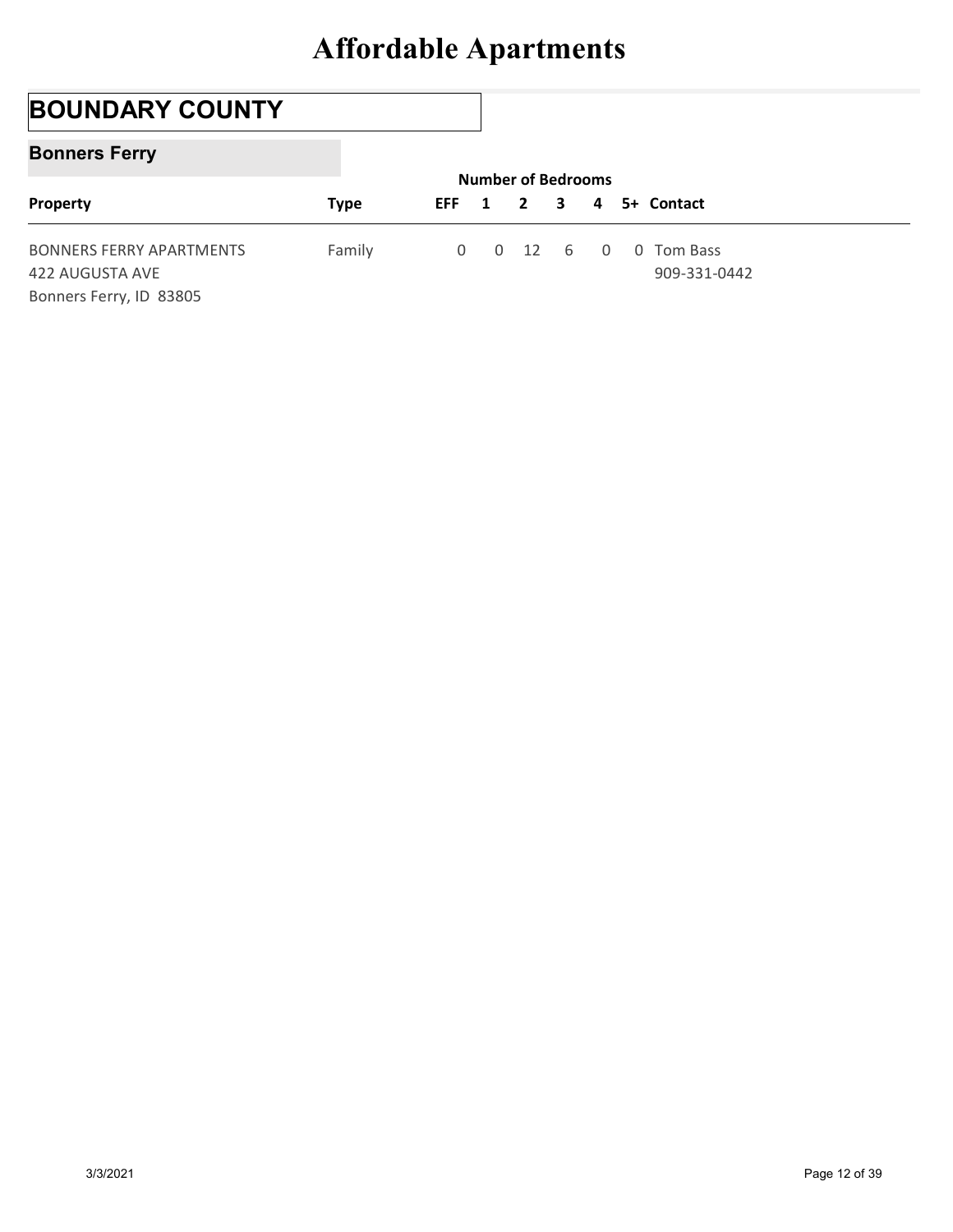# Affordable Apartments

## BOUNDARY COUNTY

### Bonners Ferry

| Property | Type | EFF | 1 | 2 | 3 | 4 | 5+ | Contact |
|---|---|---|---|---|---|---|---|---|
| | | Number of Bedrooms | | | | | | |
| BONNERS FERRY APARTMENTS<br>422 AUGUSTA AVE<br>Bonners Ferry, ID 83805 | Family | 0 | 0 | 12 | 6 | 0 | 0 | Tom Bass<br>909-331-0442 |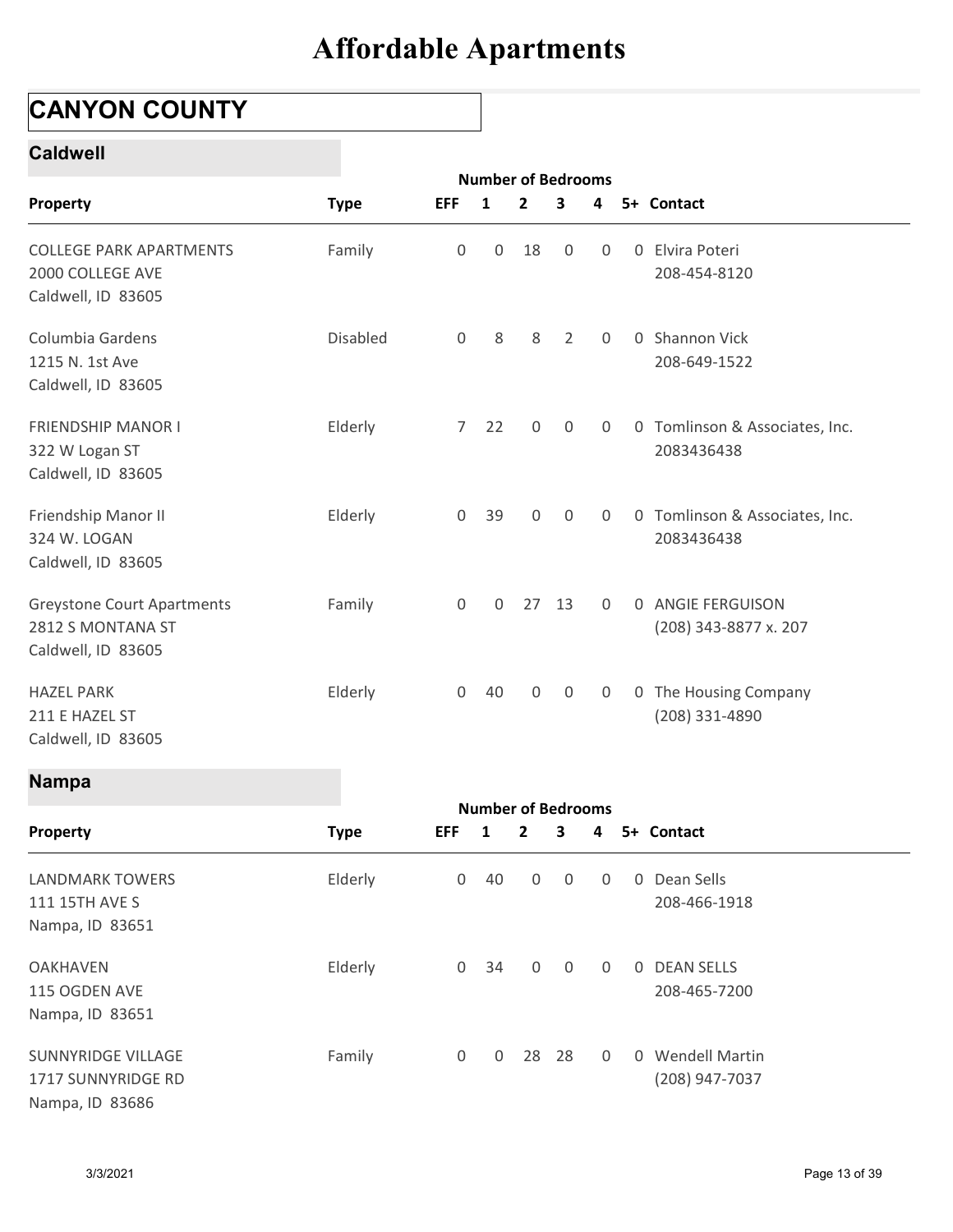# Affordable Apartments

## CANYON COUNTY

### Caldwell

| Property | Type | EFF | 1 | 2 | 3 | 4 | 5+ | Contact |
|---|---|---|---|---|---|---|---|---|
| | | Number of Bedrooms | | | | | | |
| COLLEGE PARK APARTMENTS<br>2000 COLLEGE AVE<br>Caldwell, ID 83605 | Family | 0 | 0 | 18 | 0 | 0 | 0 | Elvira Poteri<br>208-454-8120 |
| Columbia Gardens<br>1215 N. 1st Ave<br>Caldwell, ID 83605 | Disabled | 0 | 8 | 8 | 2 | 0 | 0 | Shannon Vick<br>208-649-1522 |
| FRIENDSHIP MANOR I<br>322 W Logan ST<br>Caldwell, ID 83605 | Elderly | 7 | 22 | 0 | 0 | 0 | 0 | Tomlinson & Associates, Inc.<br>2083436438 |
| Friendship Manor II<br>324 W. LOGAN<br>Caldwell, ID 83605 | Elderly | 0 | 39 | 0 | 0 | 0 | 0 | Tomlinson & Associates, Inc.<br>2083436438 |
| Greystone Court Apartments<br>2812 S MONTANA ST<br>Caldwell, ID 83605 | Family | 0 | 0 | 27 | 13 | 0 | 0 | ANGIE FERGUISON<br>(208) 343-8877 x. 207 |
| HAZEL PARK<br>211 E HAZEL ST<br>Caldwell, ID 83605 | Elderly | 0 | 40 | 0 | 0 | 0 | 0 | The Housing Company<br>(208) 331-4890 |

### Nampa

| Property | Type | EFF | 1 | 2 | 3 | 4 | 5+ | Contact |
|---|---|---|---|---|---|---|---|---|
| | | Number of Bedrooms | | | | | | |
| LANDMARK TOWERS<br>111 15TH AVE S<br>Nampa, ID 83651 | Elderly | 0 | 40 | 0 | 0 | 0 | 0 | Dean Sells<br>208-466-1918 |
| OAKHAVEN<br>115 OGDEN AVE<br>Nampa, ID 83651 | Elderly | 0 | 34 | 0 | 0 | 0 | 0 | DEAN SELLS<br>208-465-7200 |
| SUNNYRIDGE VILLAGE<br>1717 SUNNYRIDGE RD<br>Nampa, ID 83686 | Family | 0 | 0 | 28 | 28 | 0 | 0 | Wendell Martin<br>(208) 947-7037 |

3/3/2021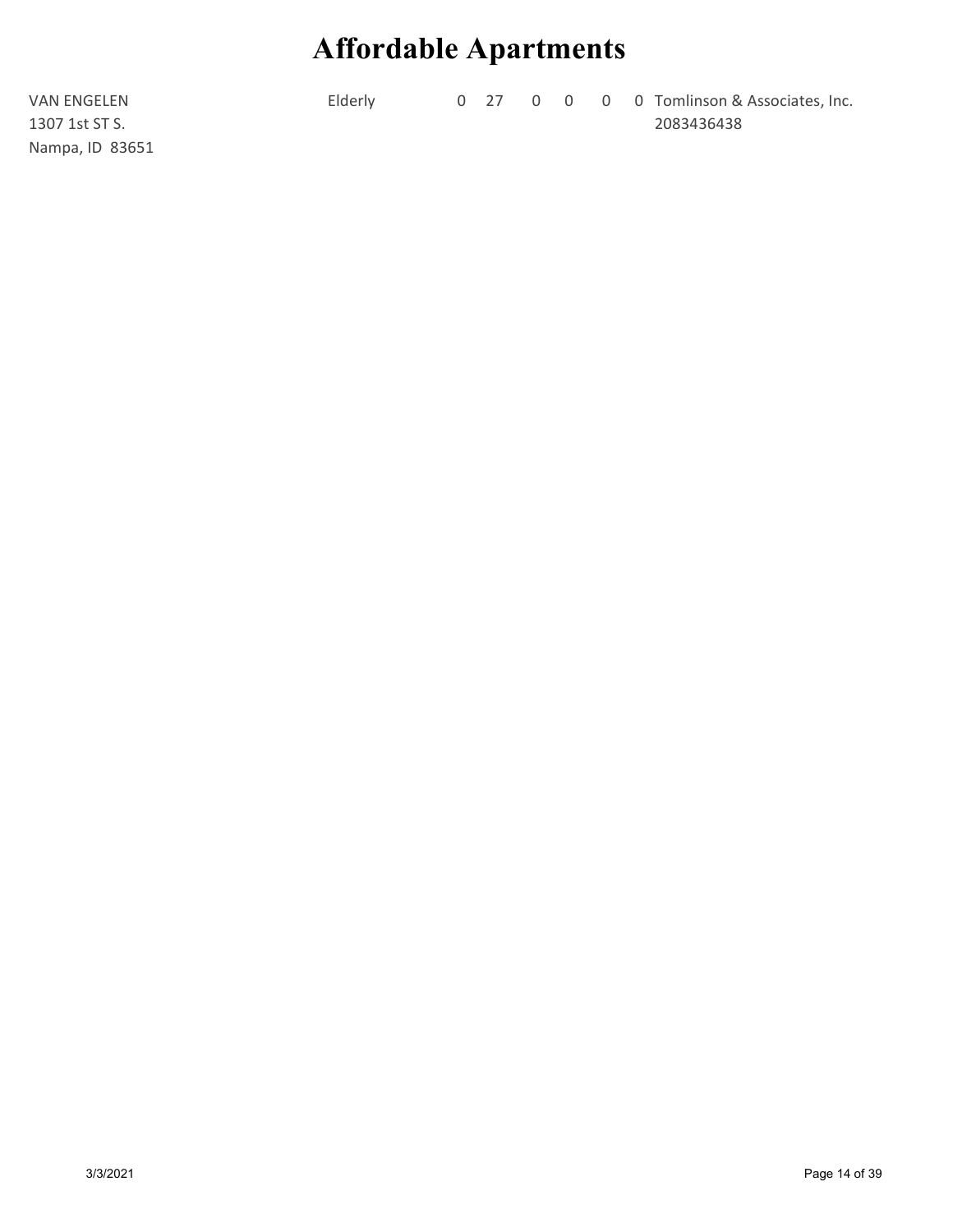# Affordable Apartments

| | | | | | | | | |
|---|---|---|---|---|---|---|---|---|
| VAN ENGELEN<br>1307 1st ST S.<br>Nampa, ID  83651 | Elderly | 0 | 27 | 0 | 0 | 0 | 0 | Tomlinson & Associates, Inc.<br>2083436438 |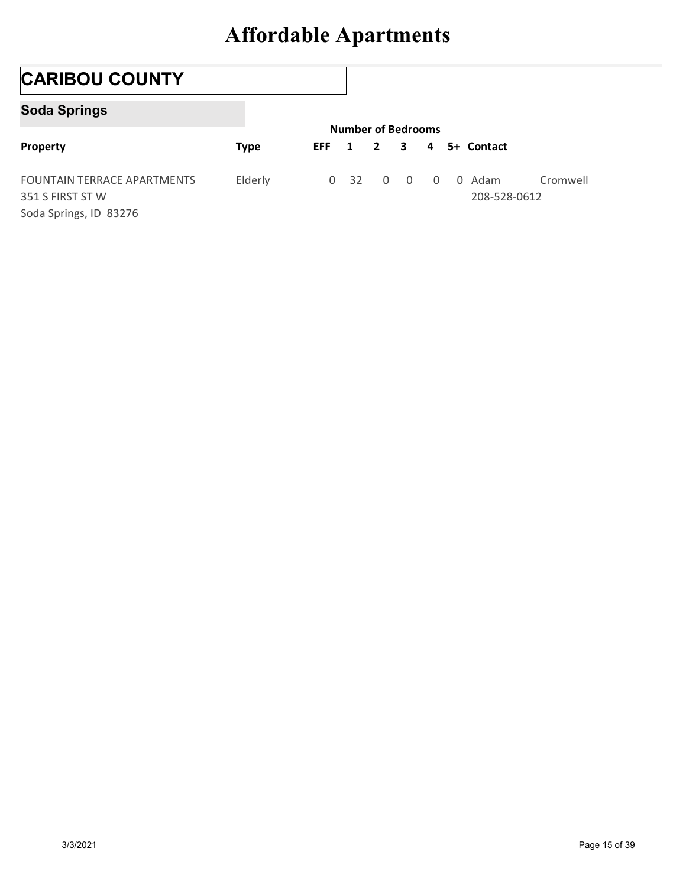# Affordable Apartments

## CARIBOU COUNTY

### Soda Springs

| Property | Type | EFF | 1 | 2 | 3 | 4 | 5+ | Contact |
|---|---|---|---|---|---|---|---|---|
| | | Number of Bedrooms | | | | | | |
| FOUNTAIN TERRACE APARTMENTS<br>351 S FIRST ST W<br>Soda Springs, ID 83276 | Elderly | 0 | 32 | 0 | 0 | 0 | 0 | Adam Cromwell<br>208-528-0612 |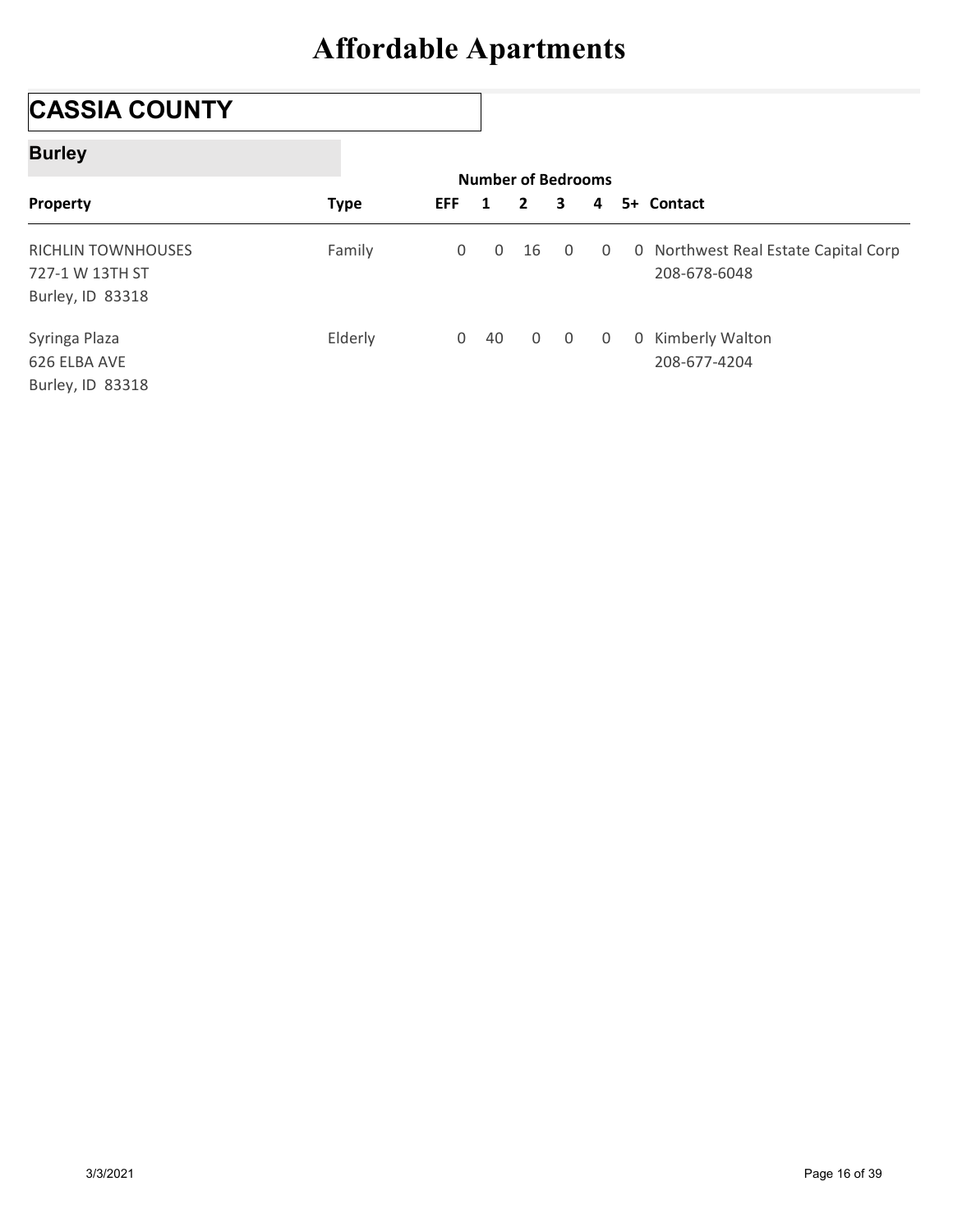# Affordable Apartments

## CASSIA COUNTY

### Burley

| Property | Type | Number of Bedrooms | | | | | | Contact |
|---|---|---|---|---|---|---|---|---|
| | | EFF | 1 | 2 | 3 | 4 | 5+ | |
| RICHLIN TOWNHOUSES<br>727-1 W 13TH ST<br>Burley, ID 83318 | Family | 0 | 0 | 16 | 0 | 0 | 0 | Northwest Real Estate Capital Corp<br>208-678-6048 |
| Syringa Plaza<br>626 ELBA AVE<br>Burley, ID 83318 | Elderly | 0 | 40 | 0 | 0 | 0 | 0 | Kimberly Walton<br>208-677-4204 |

3/3/2021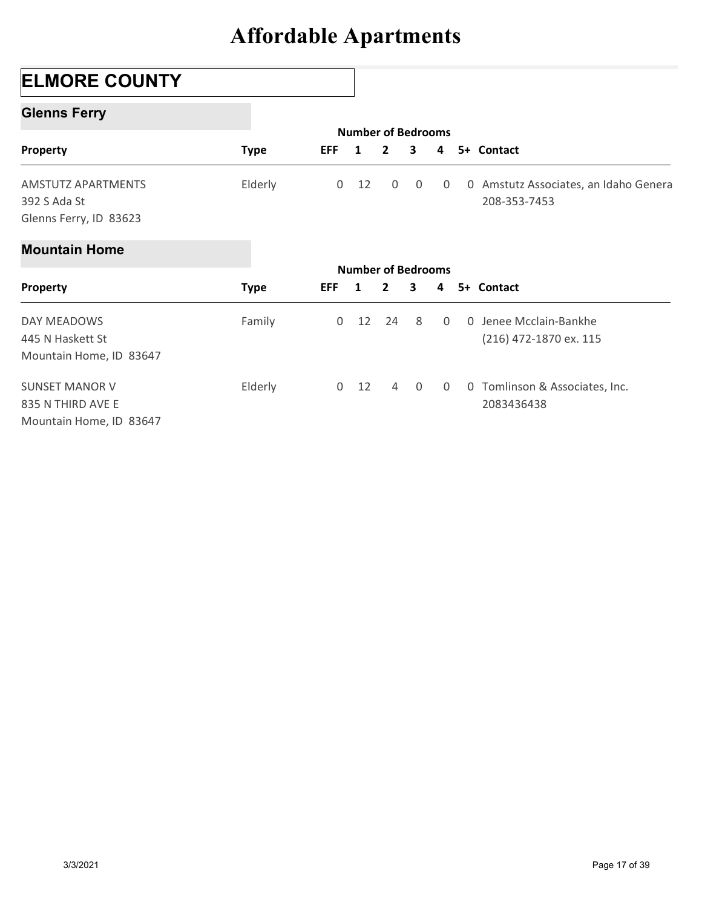# Affordable Apartments

## ELMORE COUNTY

### Glenns Ferry

| Property | Type | Number of Bedrooms EFF | 1 | 2 | 3 | 4 | 5+ | Contact |
|---|---|---|---|---|---|---|---|---|
| AMSTUTZ APARTMENTS<br>392 S Ada St<br>Glenns Ferry, ID 83623 | Elderly | 0 | 12 | 0 | 0 | 0 | 0 | Amstutz Associates, an Idaho Genera<br>208-353-7453 |

### Mountain Home

| Property | Type | Number of Bedrooms EFF | 1 | 2 | 3 | 4 | 5+ | Contact |
|---|---|---|---|---|---|---|---|---|
| DAY MEADOWS<br>445 N Haskett St<br>Mountain Home, ID 83647 | Family | 0 | 12 | 24 | 8 | 0 | 0 | Jenee Mcclain-Bankhe<br>(216) 472-1870 ex. 115 |
| SUNSET MANOR V<br>835 N THIRD AVE E<br>Mountain Home, ID 83647 | Elderly | 0 | 12 | 4 | 0 | 0 | 0 | Tomlinson & Associates, Inc.<br>2083436438 |

3/3/2021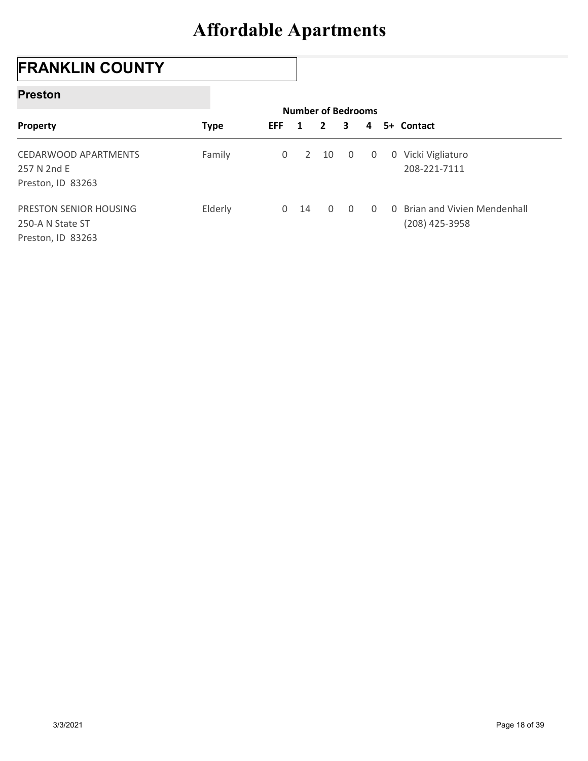# Affordable Apartments

## FRANKLIN COUNTY

### Preston

| Property | Type | Number of Bedrooms | | | | | | Contact |
|---|---|---|---|---|---|---|---|---|
| | | EFF | 1 | 2 | 3 | 4 | 5+ | |
| CEDARWOOD APARTMENTS<br>257 N 2nd E<br>Preston, ID 83263 | Family | 0 | 2 | 10 | 0 | 0 | 0 | Vicki Vigliaturo<br>208-221-7111 |
| PRESTON SENIOR HOUSING<br>250-A N State ST<br>Preston, ID 83263 | Elderly | 0 | 14 | 0 | 0 | 0 | 0 | Brian and Vivien Mendenhall<br>(208) 425-3958 |

3/3/2021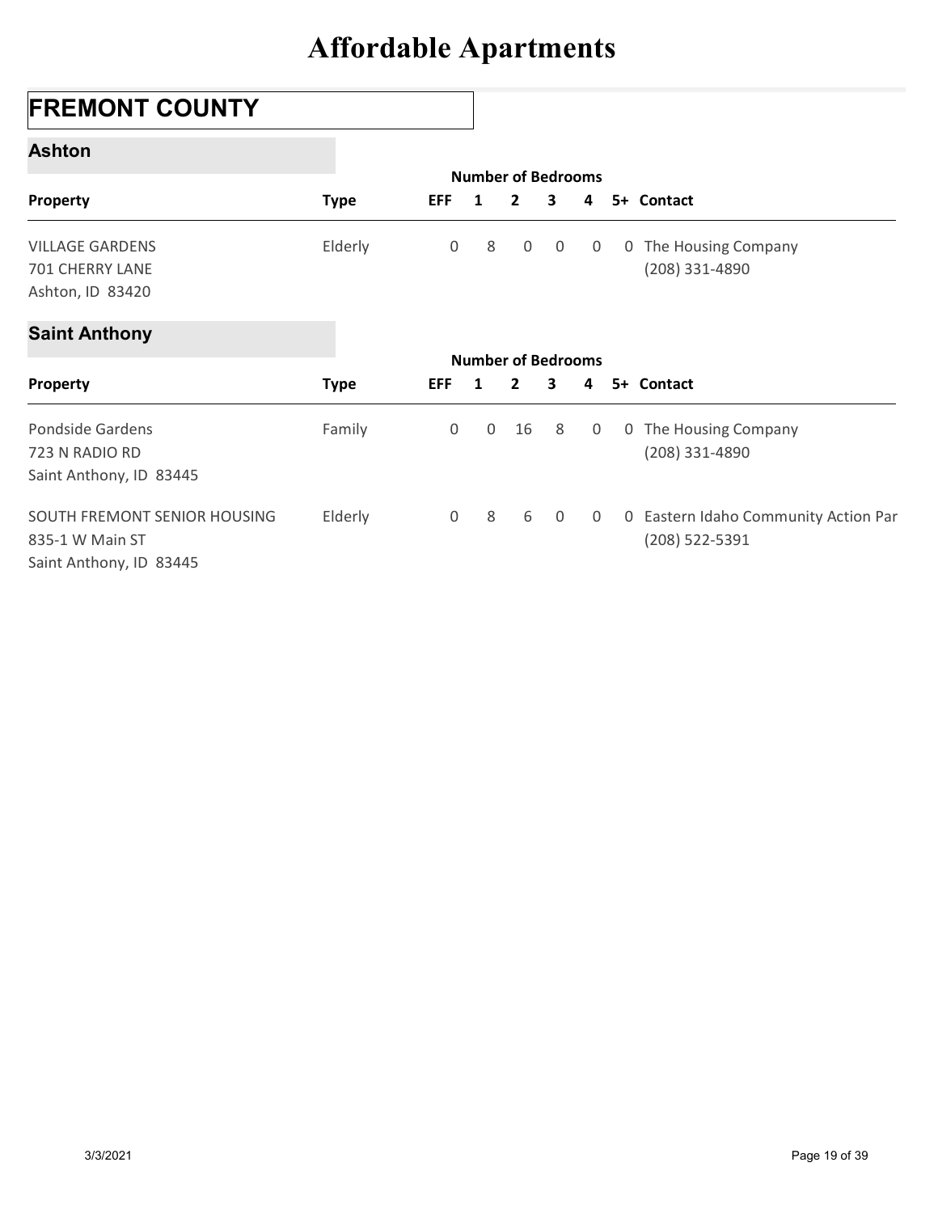# Affordable Apartments

## FREMONT COUNTY

### Ashton

| Property | Type | EFF | 1 | 2 | 3 | 4 | 5+ | Contact |
|---|---|---|---|---|---|---|---|---|
| | | Number of Bedrooms | | | | | | |
| VILLAGE GARDENS<br>701 CHERRY LANE<br>Ashton, ID 83420 | Elderly | 0 | 8 | 0 | 0 | 0 | 0 | The Housing Company<br>(208) 331-4890 |

### Saint Anthony

| Property | Type | EFF | 1 | 2 | 3 | 4 | 5+ | Contact |
|---|---|---|---|---|---|---|---|---|
| | | Number of Bedrooms | | | | | | |
| Pondside Gardens<br>723 N RADIO RD<br>Saint Anthony, ID 83445 | Family | 0 | 0 | 16 | 8 | 0 | 0 | The Housing Company<br>(208) 331-4890 |
| SOUTH FREMONT SENIOR HOUSING<br>835-1 W Main ST<br>Saint Anthony, ID 83445 | Elderly | 0 | 8 | 6 | 0 | 0 | 0 | Eastern Idaho Community Action Par<br>(208) 522-5391 |

3/3/2021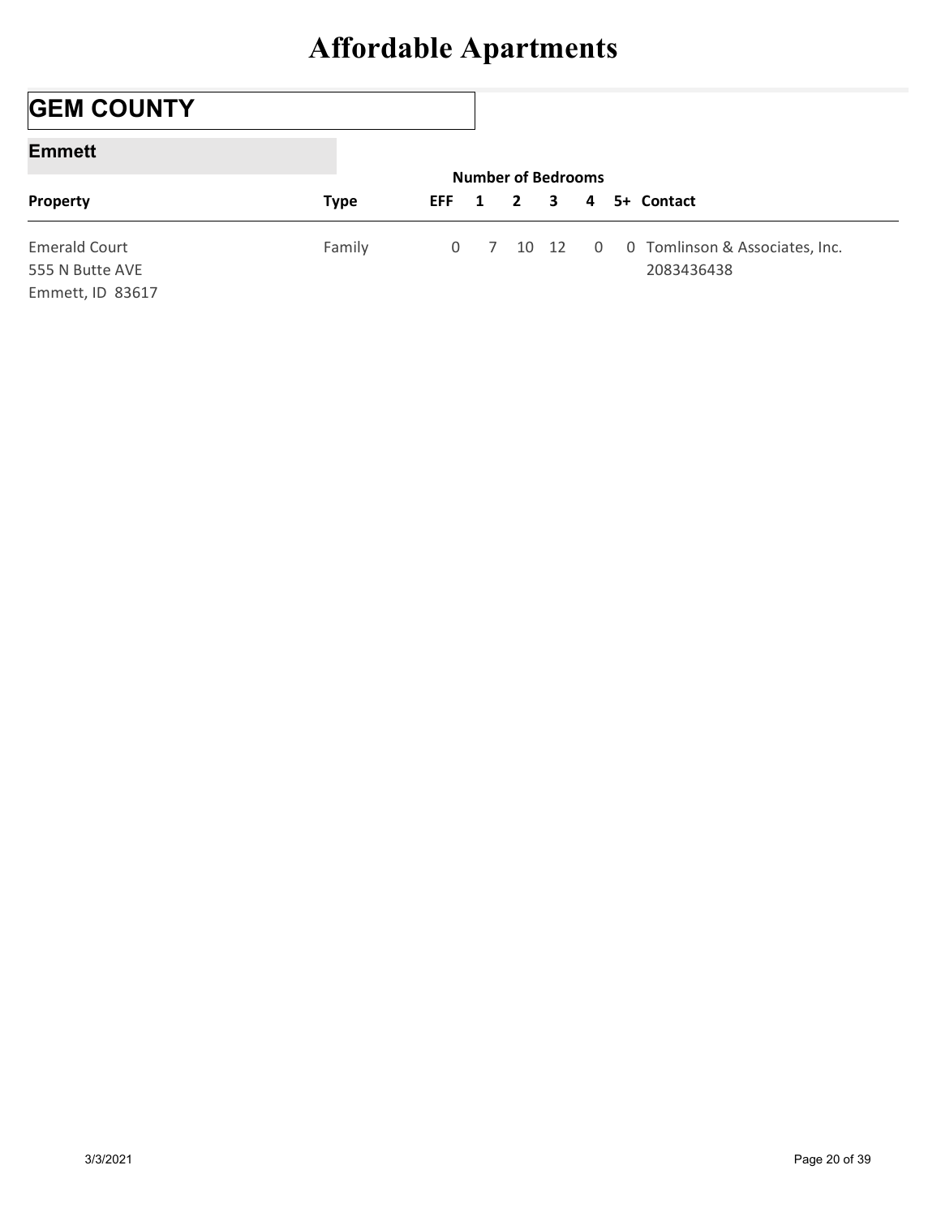# Affordable Apartments

## GEM COUNTY

### Emmett

| Property | Type | EFF | 1 | 2 | 3 | 4 | 5+ | Contact |
|---|---|---|---|---|---|---|---|---|
| | | Number of Bedrooms | | | | | | |
| Emerald Court<br>555 N Butte AVE<br>Emmett, ID 83617 | Family | 0 | 7 | 10 | 12 | 0 | 0 | Tomlinson & Associates, Inc.<br>2083436438 |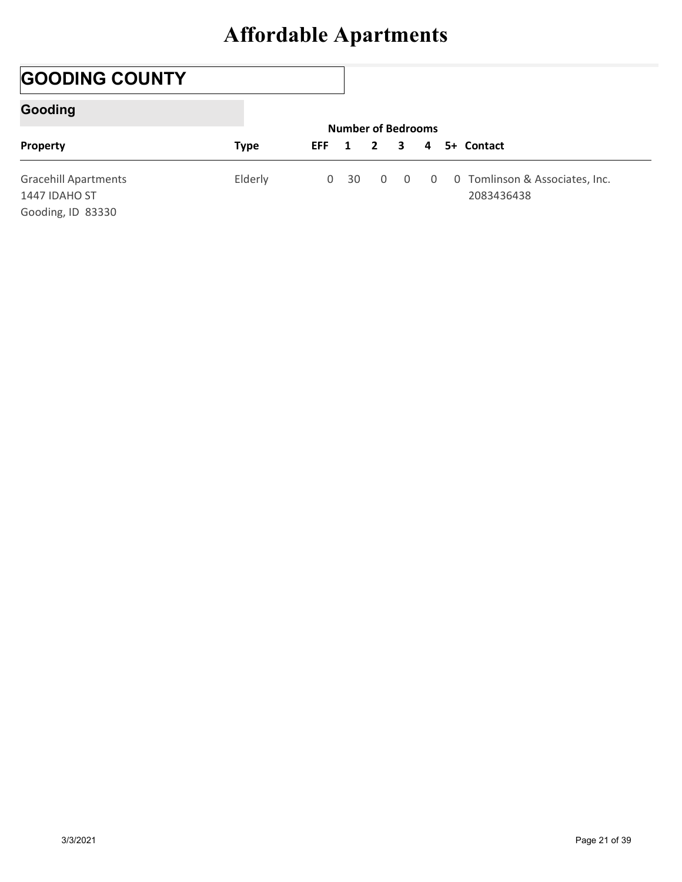# Affordable Apartments

## GOODING COUNTY

### Gooding

| Property | Type | EFF | 1 | 2 | 3 | 4 | 5+ | Contact |
|---|---|---|---|---|---|---|---|---|
| | | Number of Bedrooms | | | | | | |
| Gracehill Apartments<br>1447 IDAHO ST<br>Gooding, ID 83330 | Elderly | 0 | 30 | 0 | 0 | 0 | 0 | Tomlinson & Associates, Inc.<br>2083436438 |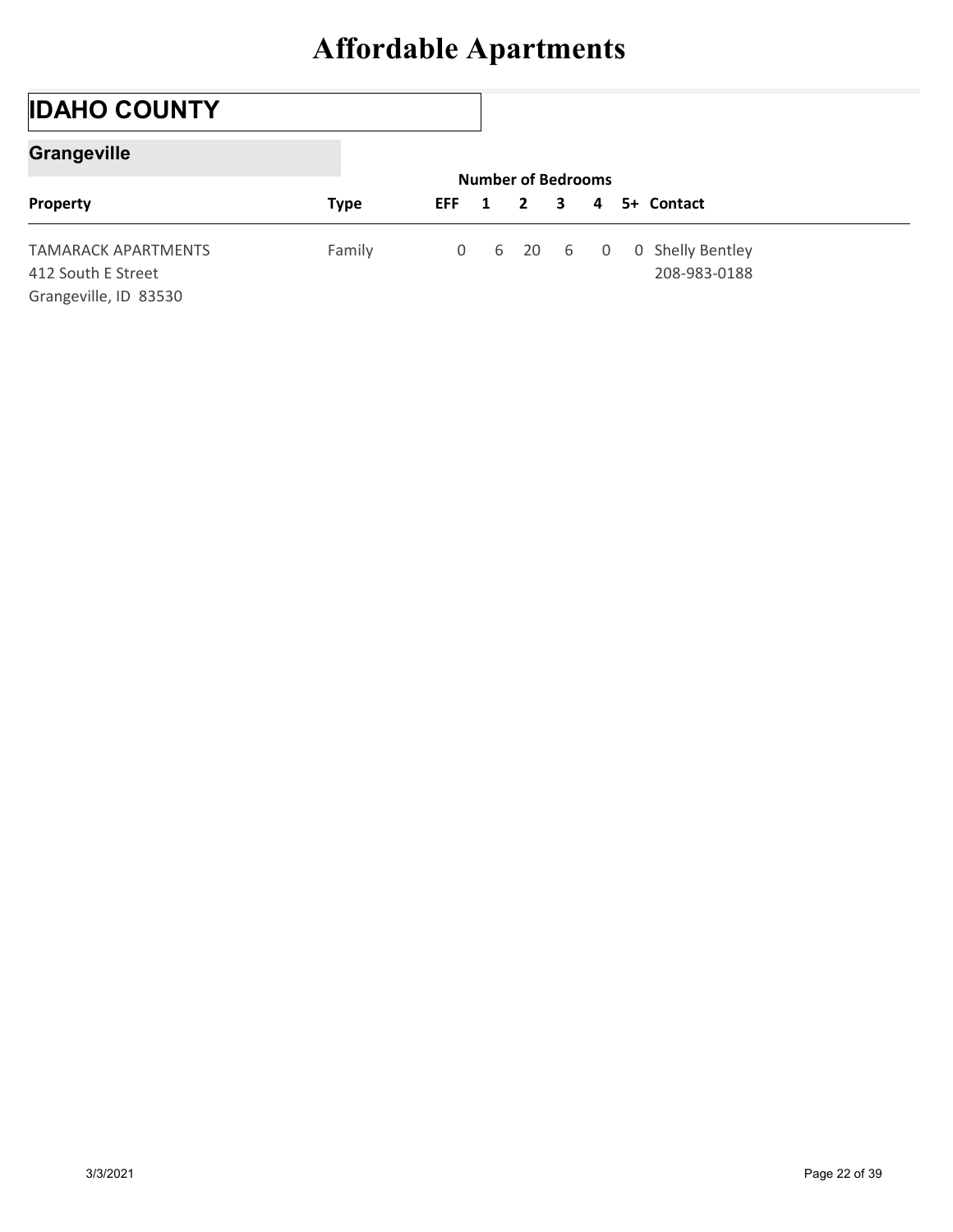# Affordable Apartments

## IDAHO COUNTY

### Grangeville

| Property | Type | Number of Bedrooms | | | | | | Contact |
|---|---|---|---|---|---|---|---|---|
| | | EFF | 1 | 2 | 3 | 4 | 5+ | |
| TAMARACK APARTMENTS<br>412 South E Street<br>Grangeville, ID 83530 | Family | 0 | 6 | 20 | 6 | 0 | 0 | Shelly Bentley<br>208-983-0188 |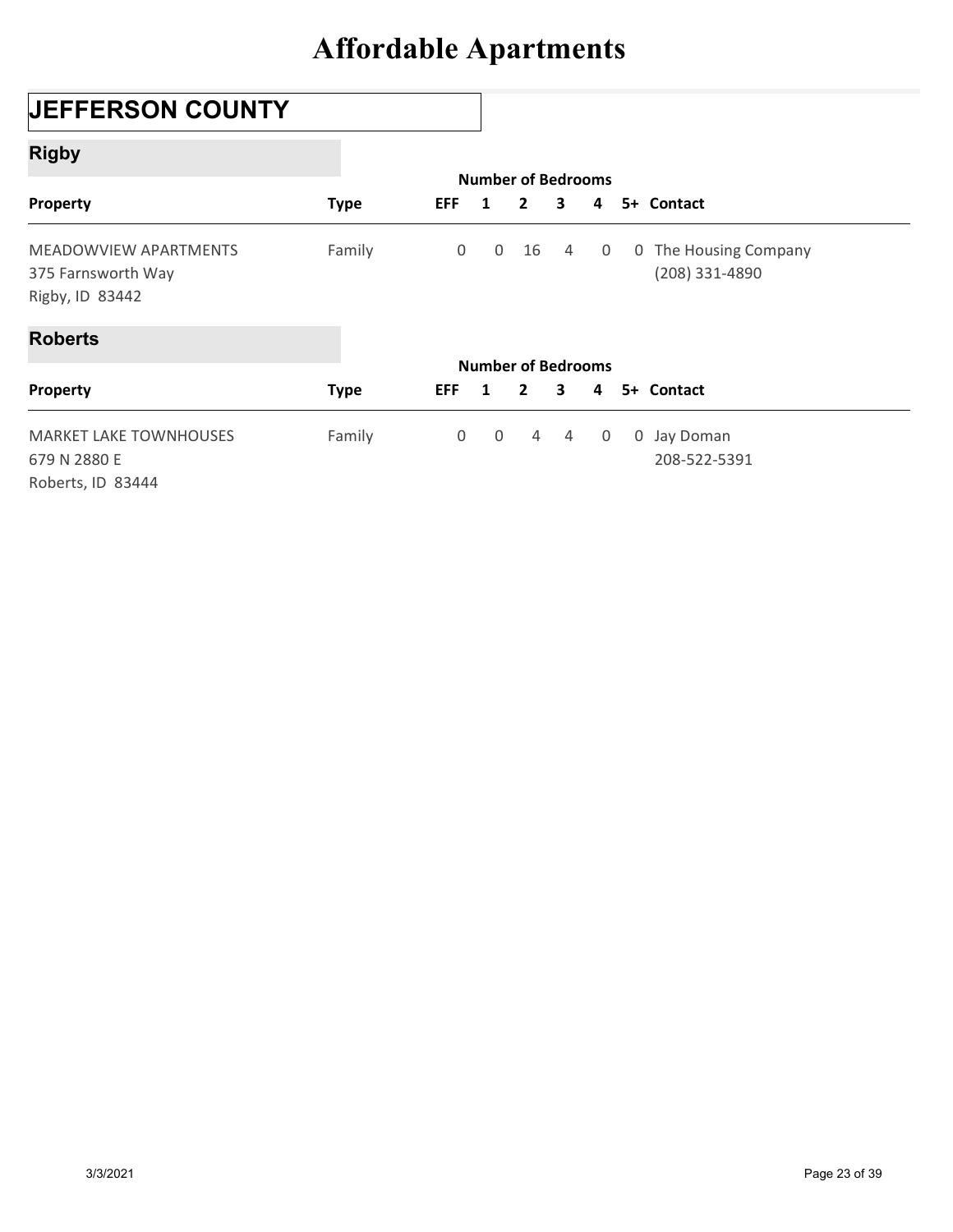# Affordable Apartments

## JEFFERSON COUNTY

### Rigby

| Property | Type | Number of Bedrooms: EFF | 1 | 2 | 3 | 4 | 5+ | Contact |
|---|---|---|---|---|---|---|---|---|
| MEADOWVIEW APARTMENTS<br>375 Farnsworth Way<br>Rigby, ID 83442 | Family | 0 | 0 | 16 | 4 | 0 | 0 | The Housing Company<br>(208) 331-4890 |

### Roberts

| Property | Type | Number of Bedrooms: EFF | 1 | 2 | 3 | 4 | 5+ | Contact |
|---|---|---|---|---|---|---|---|---|
| MARKET LAKE TOWNHOUSES<br>679 N 2880 E<br>Roberts, ID 83444 | Family | 0 | 0 | 4 | 4 | 0 | 0 | Jay Doman<br>208-522-5391 |

3/3/2021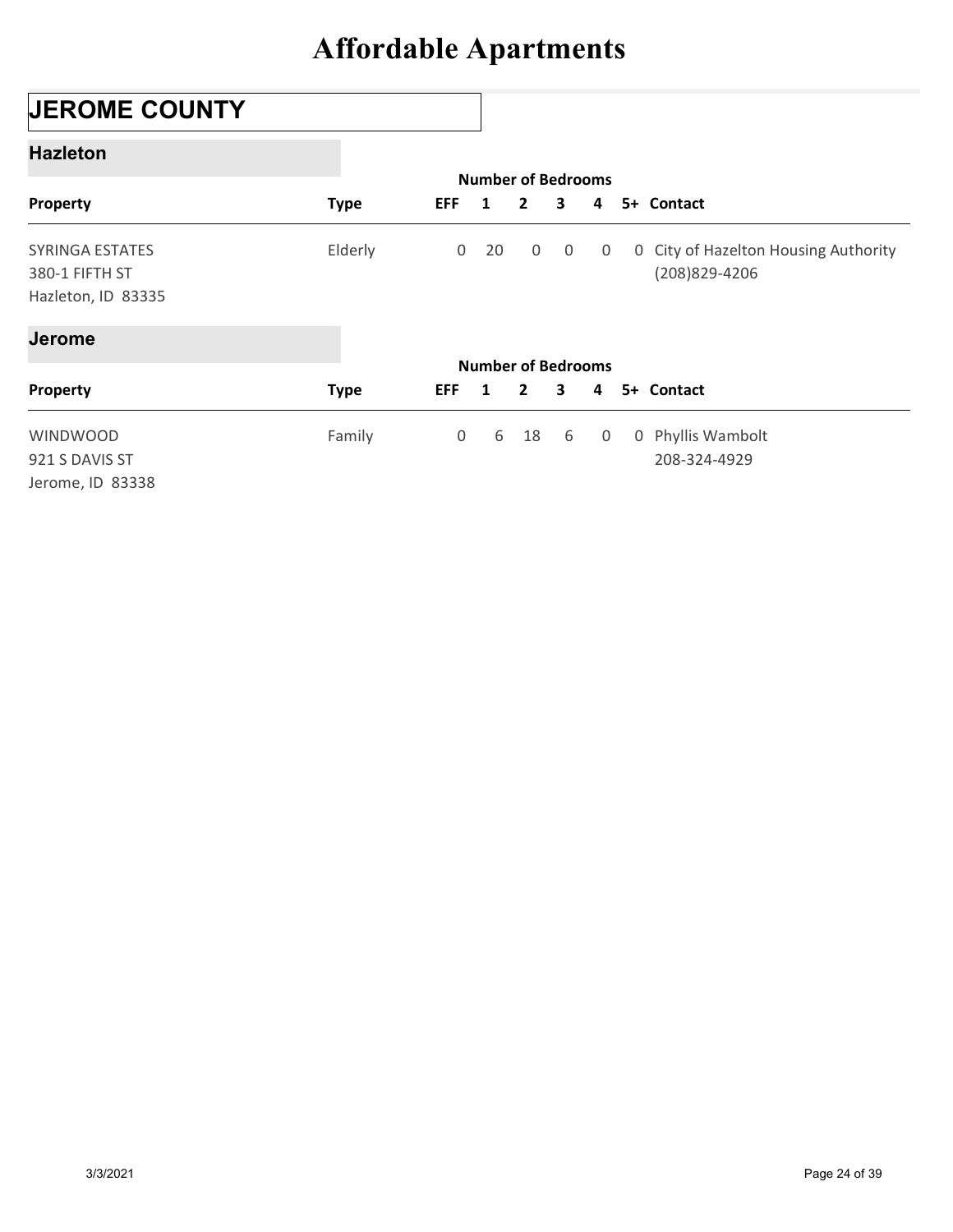# Affordable Apartments

## JEROME COUNTY

### Hazleton

| Property | Type | Number of Bedrooms | | | | | | Contact |
|---|---|---|---|---|---|---|---|---|
| | | EFF | 1 | 2 | 3 | 4 | 5+ | |
| SYRINGA ESTATES<br>380-1 FIFTH ST<br>Hazleton, ID 83335 | Elderly | 0 | 20 | 0 | 0 | 0 | 0 | City of Hazelton Housing Authority<br>(208)829-4206 |

### Jerome

| Property | Type | Number of Bedrooms | | | | | | Contact |
|---|---|---|---|---|---|---|---|---|
| | | EFF | 1 | 2 | 3 | 4 | 5+ | |
| WINDWOOD<br>921 S DAVIS ST<br>Jerome, ID 83338 | Family | 0 | 6 | 18 | 6 | 0 | 0 | Phyllis Wambolt<br>208-324-4929 |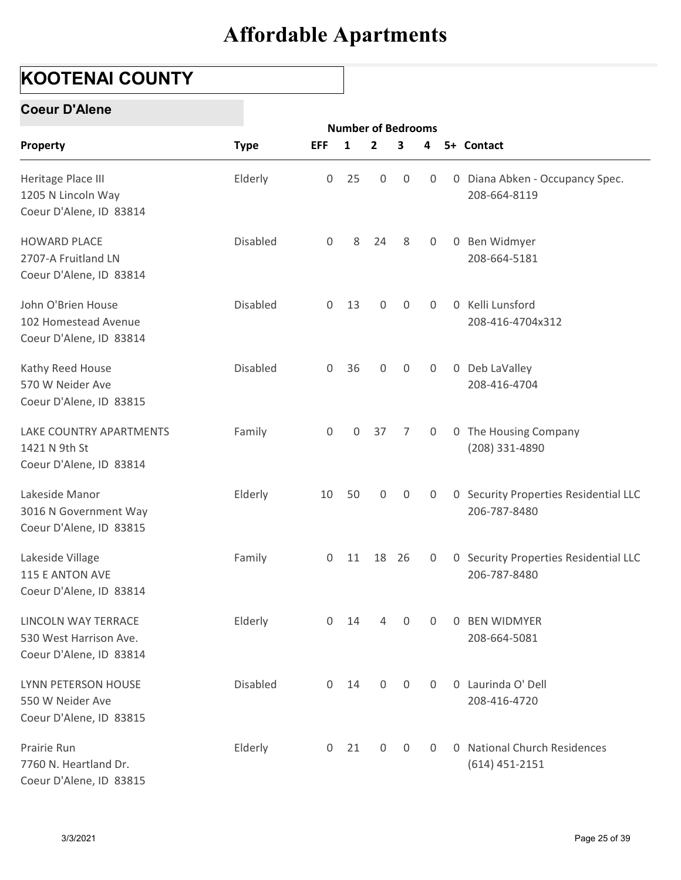# Affordable Apartments

## KOOTENAI COUNTY

### Coeur D'Alene

| Property | Type | Number of Bedrooms | | | | | | Contact |
|---|---|---|---|---|---|---|---|---|
| | | EFF | 1 | 2 | 3 | 4 | 5+ | |
| Heritage Place III<br>1205 N Lincoln Way<br>Coeur D'Alene, ID 83814 | Elderly | 0 | 25 | 0 | 0 | 0 | 0 | Diana Abken - Occupancy Spec.<br>208-664-8119 |
| HOWARD PLACE<br>2707-A Fruitland LN<br>Coeur D'Alene, ID 83814 | Disabled | 0 | 8 | 24 | 8 | 0 | 0 | Ben Widmyer<br>208-664-5181 |
| John O'Brien House<br>102 Homestead Avenue<br>Coeur D'Alene, ID 83814 | Disabled | 0 | 13 | 0 | 0 | 0 | 0 | Kelli Lunsford<br>208-416-4704x312 |
| Kathy Reed House<br>570 W Neider Ave<br>Coeur D'Alene, ID 83815 | Disabled | 0 | 36 | 0 | 0 | 0 | 0 | Deb LaValley<br>208-416-4704 |
| LAKE COUNTRY APARTMENTS<br>1421 N 9th St<br>Coeur D'Alene, ID 83814 | Family | 0 | 0 | 37 | 7 | 0 | 0 | The Housing Company<br>(208) 331-4890 |
| Lakeside Manor<br>3016 N Government Way<br>Coeur D'Alene, ID 83815 | Elderly | 10 | 50 | 0 | 0 | 0 | 0 | Security Properties Residential LLC<br>206-787-8480 |
| Lakeside Village<br>115 E ANTON AVE<br>Coeur D'Alene, ID 83814 | Family | 0 | 11 | 18 | 26 | 0 | 0 | Security Properties Residential LLC<br>206-787-8480 |
| LINCOLN WAY TERRACE<br>530 West Harrison Ave.<br>Coeur D'Alene, ID 83814 | Elderly | 0 | 14 | 4 | 0 | 0 | 0 | BEN WIDMYER<br>208-664-5081 |
| LYNN PETERSON HOUSE<br>550 W Neider Ave<br>Coeur D'Alene, ID 83815 | Disabled | 0 | 14 | 0 | 0 | 0 | 0 | Laurinda O' Dell<br>208-416-4720 |
| Prairie Run<br>7760 N. Heartland Dr.<br>Coeur D'Alene, ID 83815 | Elderly | 0 | 21 | 0 | 0 | 0 | 0 | National Church Residences<br>(614) 451-2151 |

3/3/2021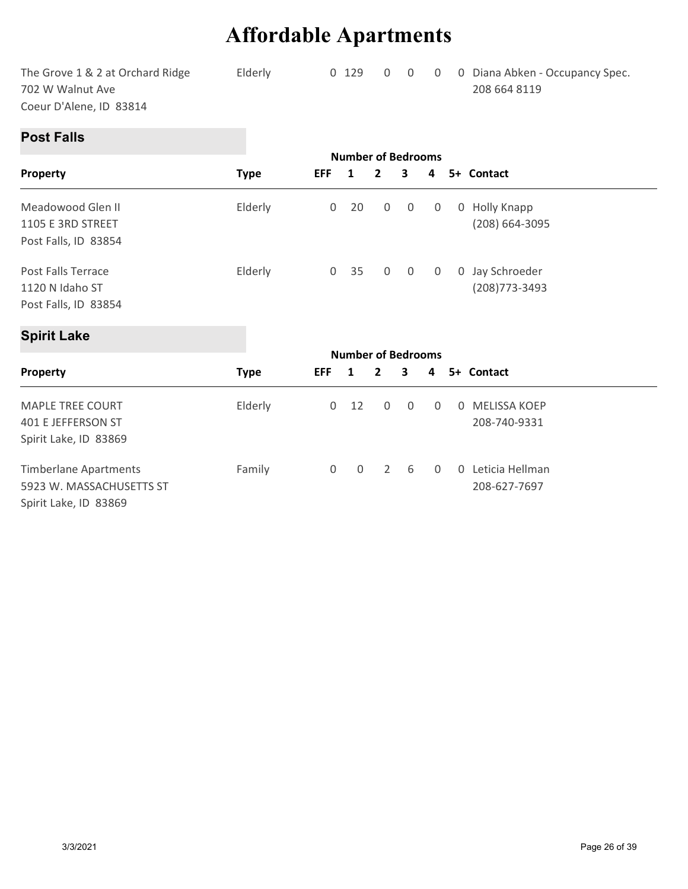# Affordable Apartments

| Property | Type | EFF | 1 | 2 | 3 | 4 | 5+ | Contact |
|---|---|---|---|---|---|---|---|---|
| The Grove 1 & 2 at Orchard Ridge<br>702 W Walnut Ave<br>Coeur D'Alene, ID 83814 | Elderly | 0 | 129 | 0 | 0 | 0 | 0 | Diana Abken - Occupancy Spec.<br>208 664 8119 |

## Post Falls

| Property | Type | Number of Bedrooms<br>EFF | 1 | 2 | 3 | 4 | 5+ | Contact |
|---|---|---|---|---|---|---|---|---|
| Meadowood Glen II<br>1105 E 3RD STREET<br>Post Falls, ID 83854 | Elderly | 0 | 20 | 0 | 0 | 0 | 0 | Holly Knapp<br>(208) 664-3095 |
| Post Falls Terrace<br>1120 N Idaho ST<br>Post Falls, ID 83854 | Elderly | 0 | 35 | 0 | 0 | 0 | 0 | Jay Schroeder<br>(208)773-3493 |

## Spirit Lake

| Property | Type | Number of Bedrooms<br>EFF | 1 | 2 | 3 | 4 | 5+ | Contact |
|---|---|---|---|---|---|---|---|---|
| MAPLE TREE COURT<br>401 E JEFFERSON ST<br>Spirit Lake, ID 83869 | Elderly | 0 | 12 | 0 | 0 | 0 | 0 | MELISSA KOEP<br>208-740-9331 |
| Timberlane Apartments<br>5923 W. MASSACHUSETTS ST<br>Spirit Lake, ID 83869 | Family | 0 | 0 | 2 | 6 | 0 | 0 | Leticia Hellman<br>208-627-7697 |

3/3/2021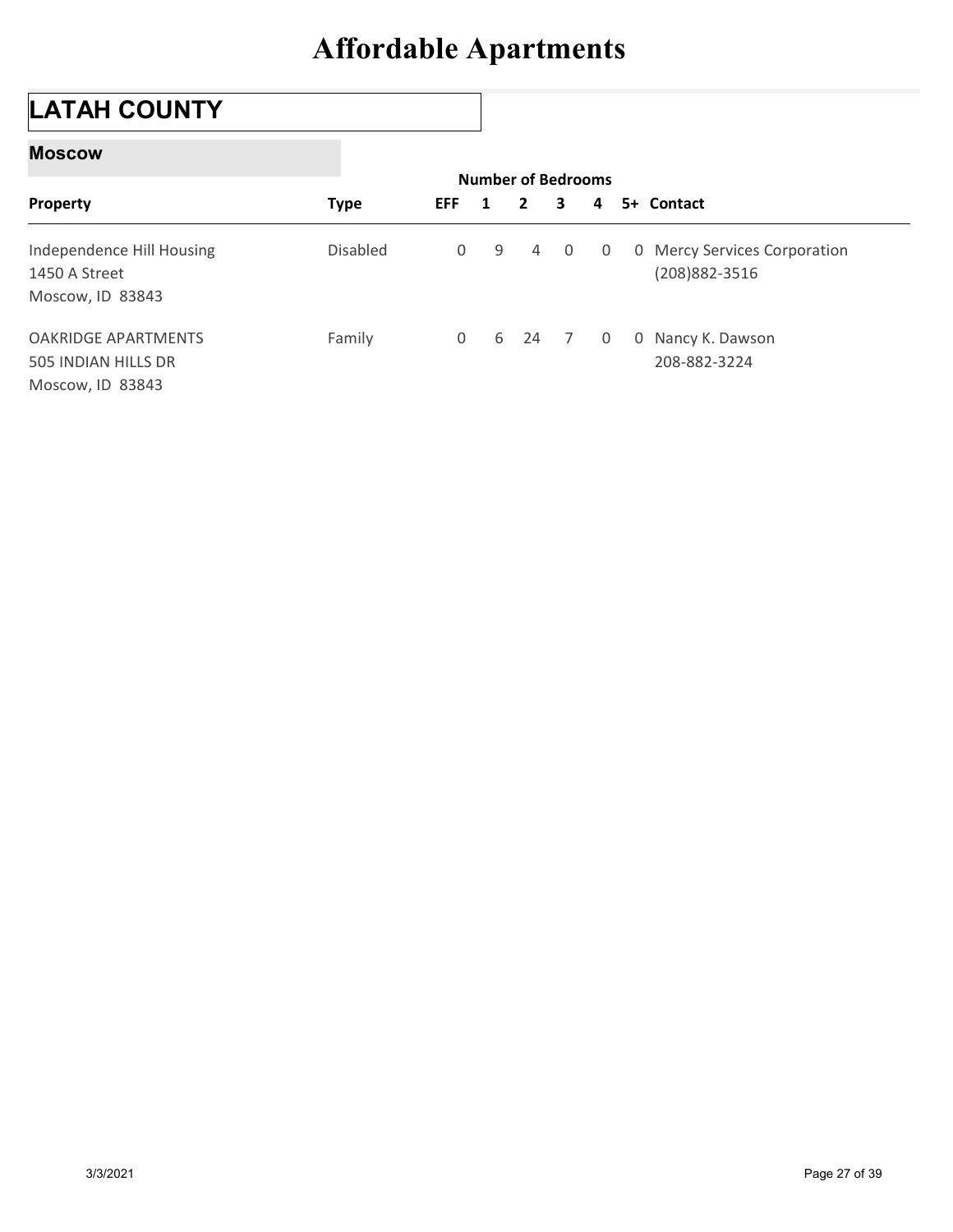# Affordable Apartments

## LATAH COUNTY

### Moscow

| Property | Type | Number of Bedrooms EFF | 1 | 2 | 3 | 4 | 5+ | Contact |
|---|---|---|---|---|---|---|---|---|
| Independence Hill Housing<br>1450 A Street<br>Moscow, ID 83843 | Disabled | 0 | 9 | 4 | 0 | 0 | 0 | Mercy Services Corporation<br>(208)882-3516 |
| OAKRIDGE APARTMENTS<br>505 INDIAN HILLS DR<br>Moscow, ID 83843 | Family | 0 | 6 | 24 | 7 | 0 | 0 | Nancy K. Dawson<br>208-882-3224 |

3/3/2021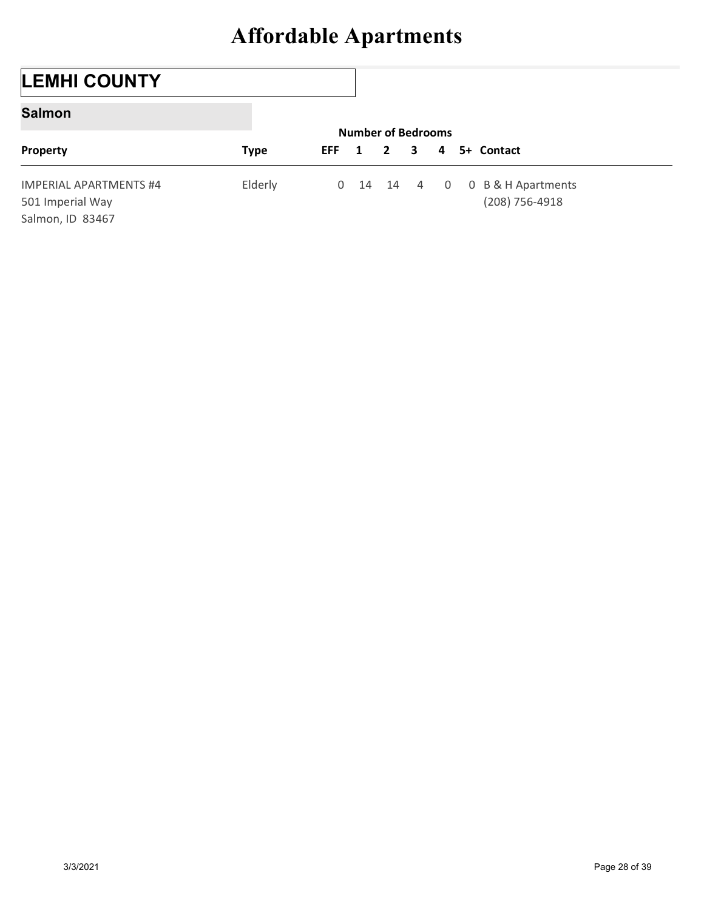# Affordable Apartments

## LEMHI COUNTY

### Salmon

| Property | Type | Number of Bedrooms | | | | | | Contact |
|---|---|---|---|---|---|---|---|---|
| | | EFF | 1 | 2 | 3 | 4 | 5+ | |
| IMPERIAL APARTMENTS #4<br>501 Imperial Way<br>Salmon, ID 83467 | Elderly | 0 | 14 | 14 | 4 | 0 | 0 | B & H Apartments<br>(208) 756-4918 |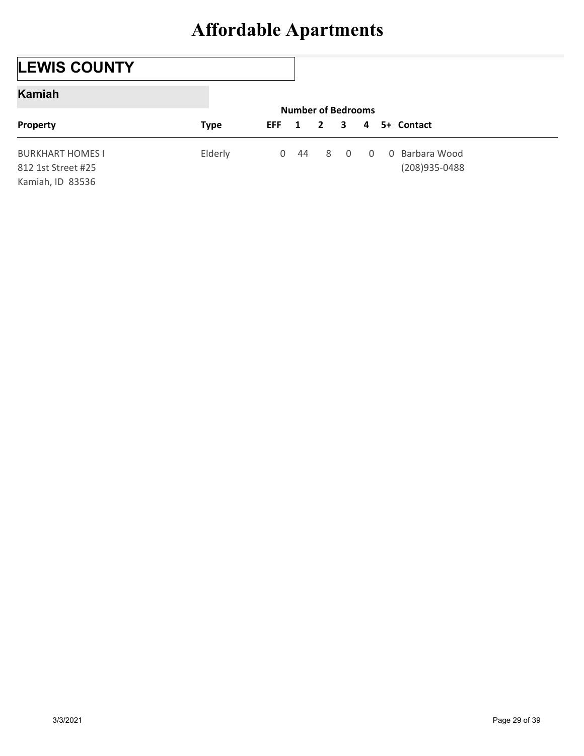# Affordable Apartments

## LEWIS COUNTY

### Kamiah

| Property | Type | EFF | 1 | 2 | 3 | 4 | 5+ | Contact |
|---|---|---|---|---|---|---|---|---|
| | | Number of Bedrooms | | | | | | |
| BURKHART HOMES I<br>812 1st Street #25<br>Kamiah, ID 83536 | Elderly | 0 | 44 | 8 | 0 | 0 | 0 | Barbara Wood<br>(208)935-0488 |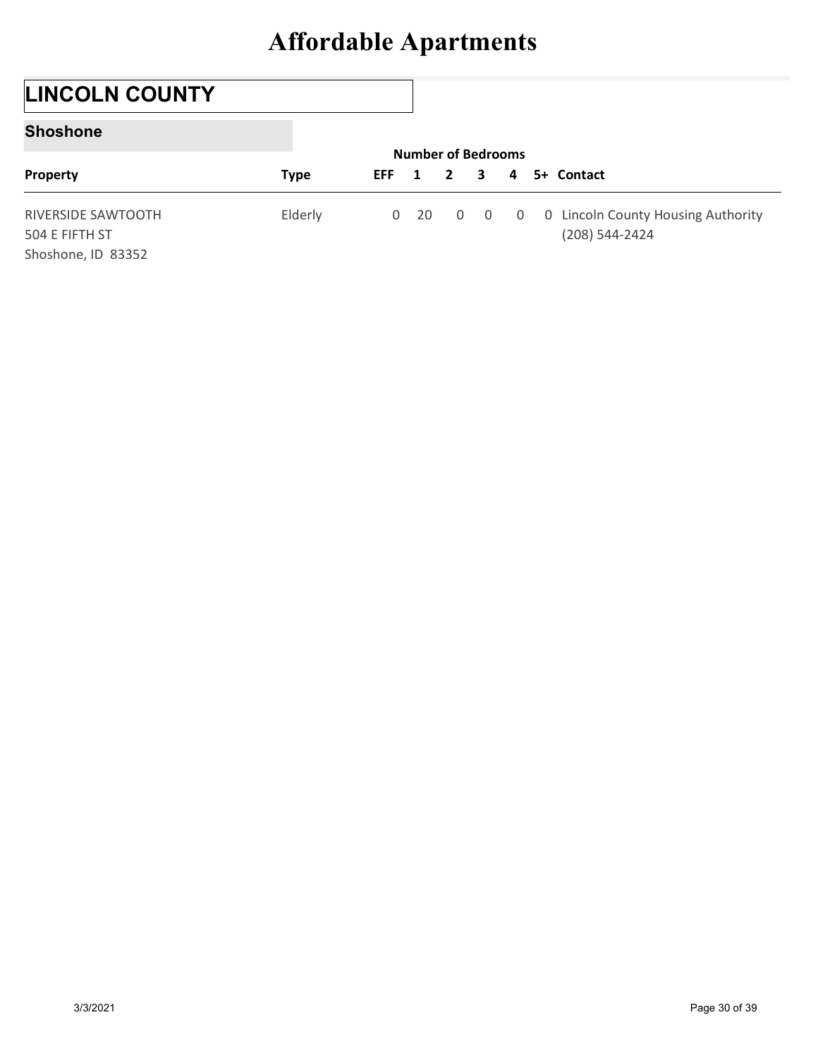# Affordable Apartments

## LINCOLN COUNTY

### Shoshone

| Property | Type | Number of Bedrooms | | | | | | Contact |
|---|---|---|---|---|---|---|---|---|
| | | EFF | 1 | 2 | 3 | 4 | 5+ | |
| RIVERSIDE SAWTOOTH<br>504 E FIFTH ST<br>Shoshone, ID 83352 | Elderly | 0 | 20 | 0 | 0 | 0 | 0 | Lincoln County Housing Authority<br>(208) 544-2424 |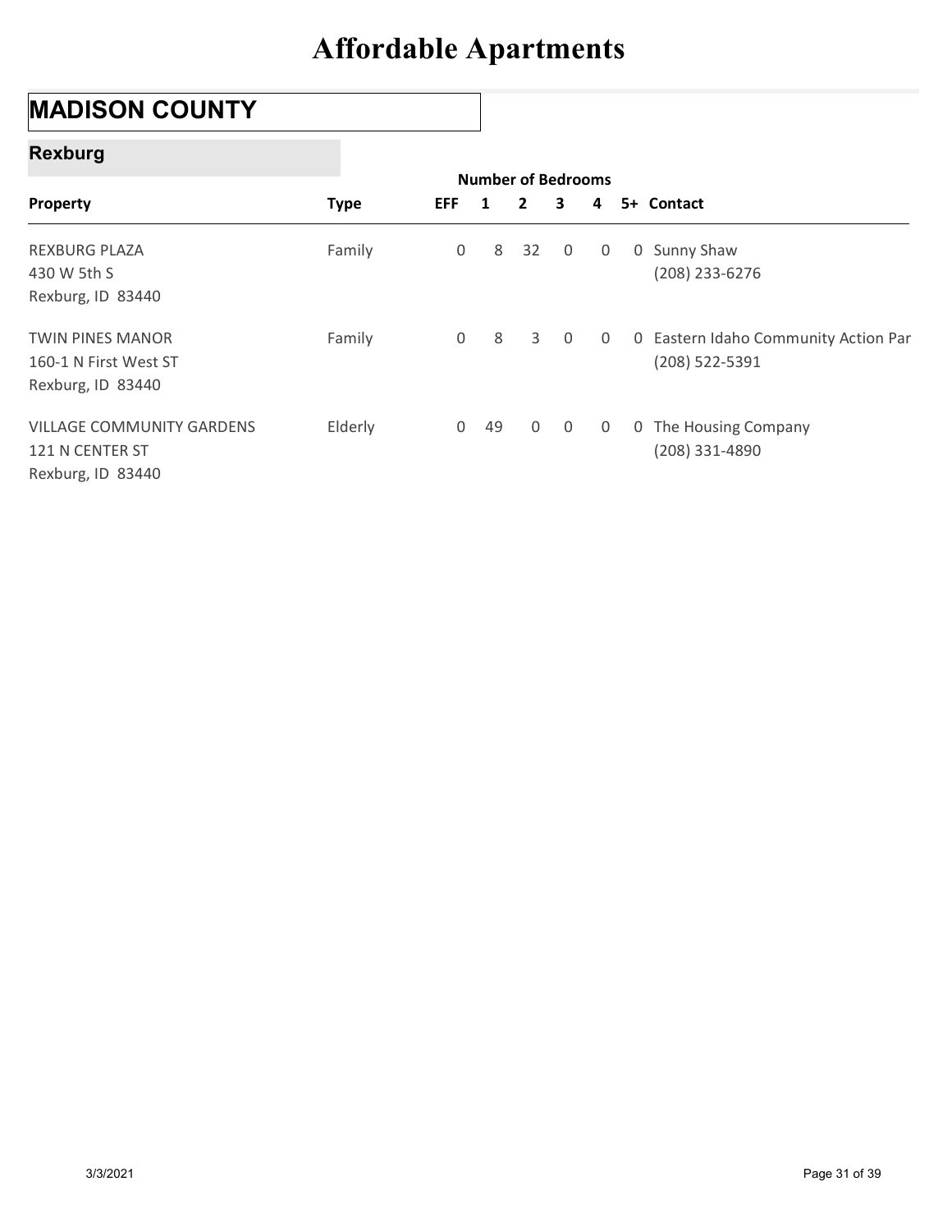# Affordable Apartments

## MADISON COUNTY

### Rexburg

| Property | Type | Number of Bedrooms | | | | | | Contact |
|---|---|---|---|---|---|---|---|---|
| | | EFF | 1 | 2 | 3 | 4 | 5+ | |
| REXBURG PLAZA<br>430 W 5th S<br>Rexburg, ID 83440 | Family | 0 | 8 | 32 | 0 | 0 | 0 | Sunny Shaw<br>(208) 233-6276 |
| TWIN PINES MANOR<br>160-1 N First West ST<br>Rexburg, ID 83440 | Family | 0 | 8 | 3 | 0 | 0 | 0 | Eastern Idaho Community Action Par<br>(208) 522-5391 |
| VILLAGE COMMUNITY GARDENS<br>121 N CENTER ST<br>Rexburg, ID 83440 | Elderly | 0 | 49 | 0 | 0 | 0 | 0 | The Housing Company<br>(208) 331-4890 |

3/3/2021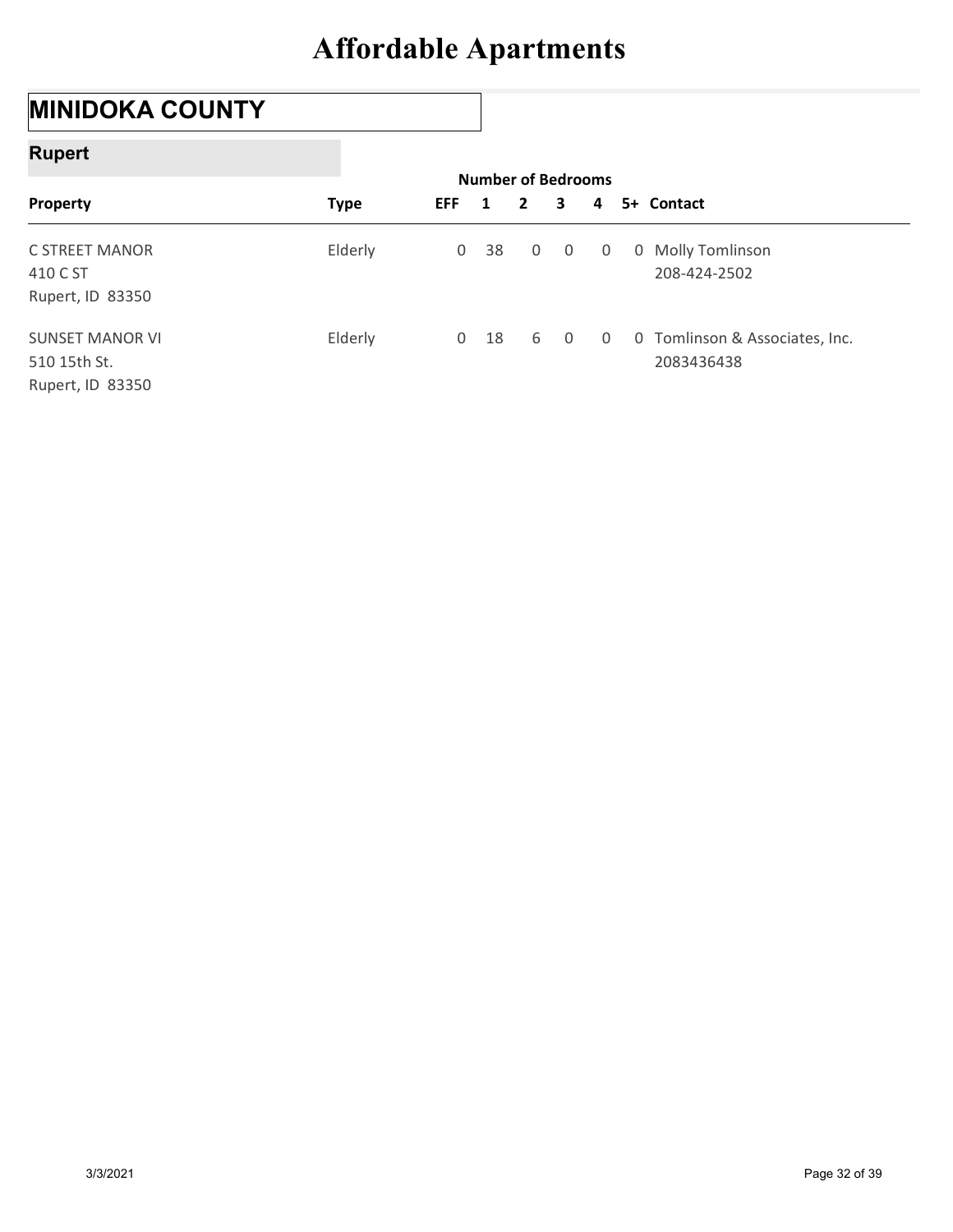# Affordable Apartments

## MINIDOKA COUNTY

### Rupert

| Property | Type | Number of Bedrooms EFF | 1 | 2 | 3 | 4 | 5+ | Contact |
|---|---|---|---|---|---|---|---|---|
| C STREET MANOR<br>410 C ST<br>Rupert, ID 83350 | Elderly | 0 | 38 | 0 | 0 | 0 | 0 | Molly Tomlinson<br>208-424-2502 |
| SUNSET MANOR VI<br>510 15th St.<br>Rupert, ID 83350 | Elderly | 0 | 18 | 6 | 0 | 0 | 0 | Tomlinson & Associates, Inc.<br>2083436438 |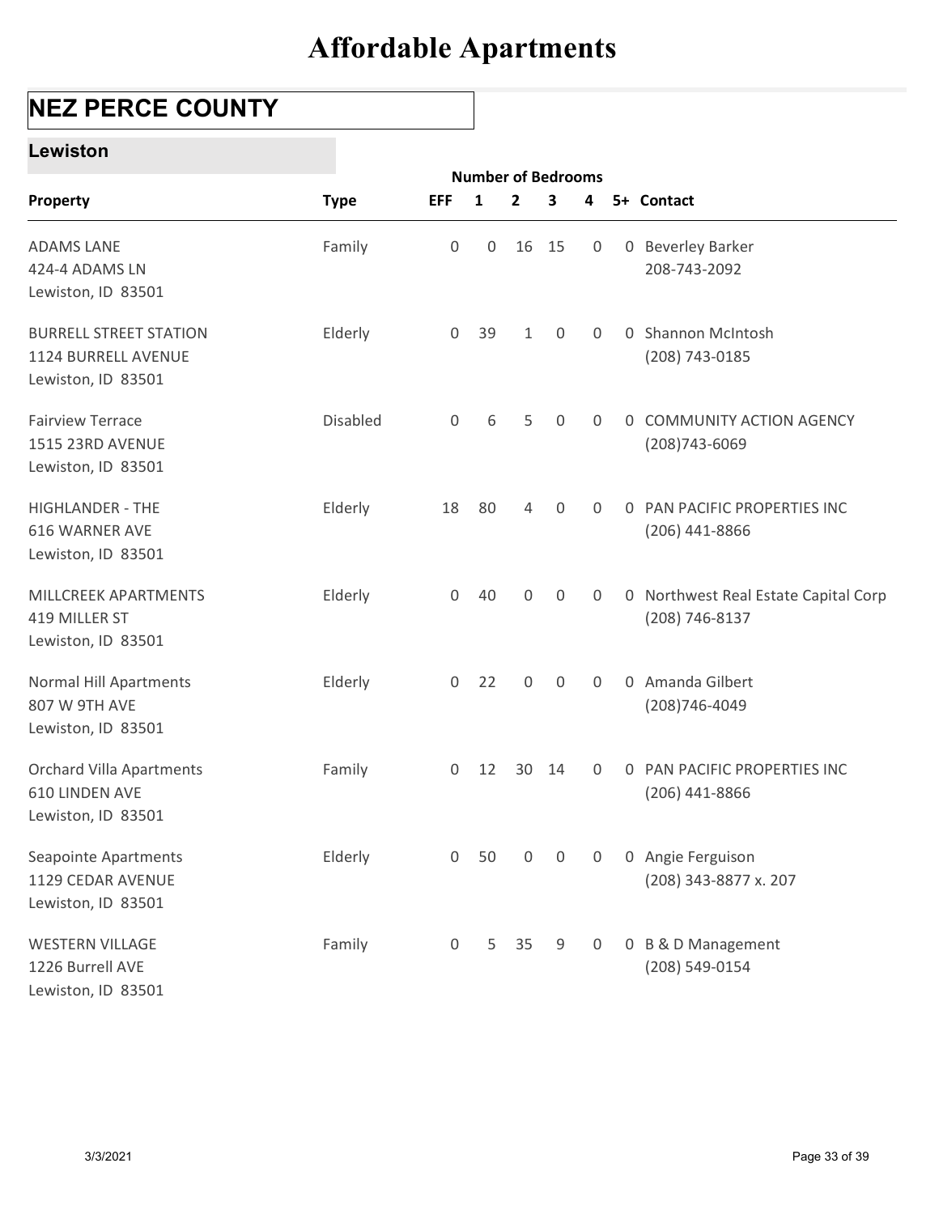# Affordable Apartments

## NEZ PERCE COUNTY

### Lewiston

| Property | Type | Number of Bedrooms EFF | 1 | 2 | 3 | 4 | 5+ | Contact |
|---|---|---|---|---|---|---|---|---|
| ADAMS LANE<br>424-4 ADAMS LN<br>Lewiston, ID 83501 | Family | 0 | 0 | 16 | 15 | 0 | 0 | Beverley Barker<br>208-743-2092 |
| BURRELL STREET STATION<br>1124 BURRELL AVENUE<br>Lewiston, ID 83501 | Elderly | 0 | 39 | 1 | 0 | 0 | 0 | Shannon McIntosh<br>(208) 743-0185 |
| Fairview Terrace<br>1515 23RD AVENUE<br>Lewiston, ID 83501 | Disabled | 0 | 6 | 5 | 0 | 0 | 0 | COMMUNITY ACTION AGENCY<br>(208)743-6069 |
| HIGHLANDER - THE<br>616 WARNER AVE<br>Lewiston, ID 83501 | Elderly | 18 | 80 | 4 | 0 | 0 | 0 | PAN PACIFIC PROPERTIES INC<br>(206) 441-8866 |
| MILLCREEK APARTMENTS<br>419 MILLER ST<br>Lewiston, ID 83501 | Elderly | 0 | 40 | 0 | 0 | 0 | 0 | Northwest Real Estate Capital Corp<br>(208) 746-8137 |
| Normal Hill Apartments<br>807 W 9TH AVE<br>Lewiston, ID 83501 | Elderly | 0 | 22 | 0 | 0 | 0 | 0 | Amanda Gilbert<br>(208)746-4049 |
| Orchard Villa Apartments<br>610 LINDEN AVE<br>Lewiston, ID 83501 | Family | 0 | 12 | 30 | 14 | 0 | 0 | PAN PACIFIC PROPERTIES INC<br>(206) 441-8866 |
| Seapointe Apartments<br>1129 CEDAR AVENUE<br>Lewiston, ID 83501 | Elderly | 0 | 50 | 0 | 0 | 0 | 0 | Angie Ferguison<br>(208) 343-8877 x. 207 |
| WESTERN VILLAGE<br>1226 Burrell AVE<br>Lewiston, ID 83501 | Family | 0 | 5 | 35 | 9 | 0 | 0 | B & D Management<br>(208) 549-0154 |

3/3/2021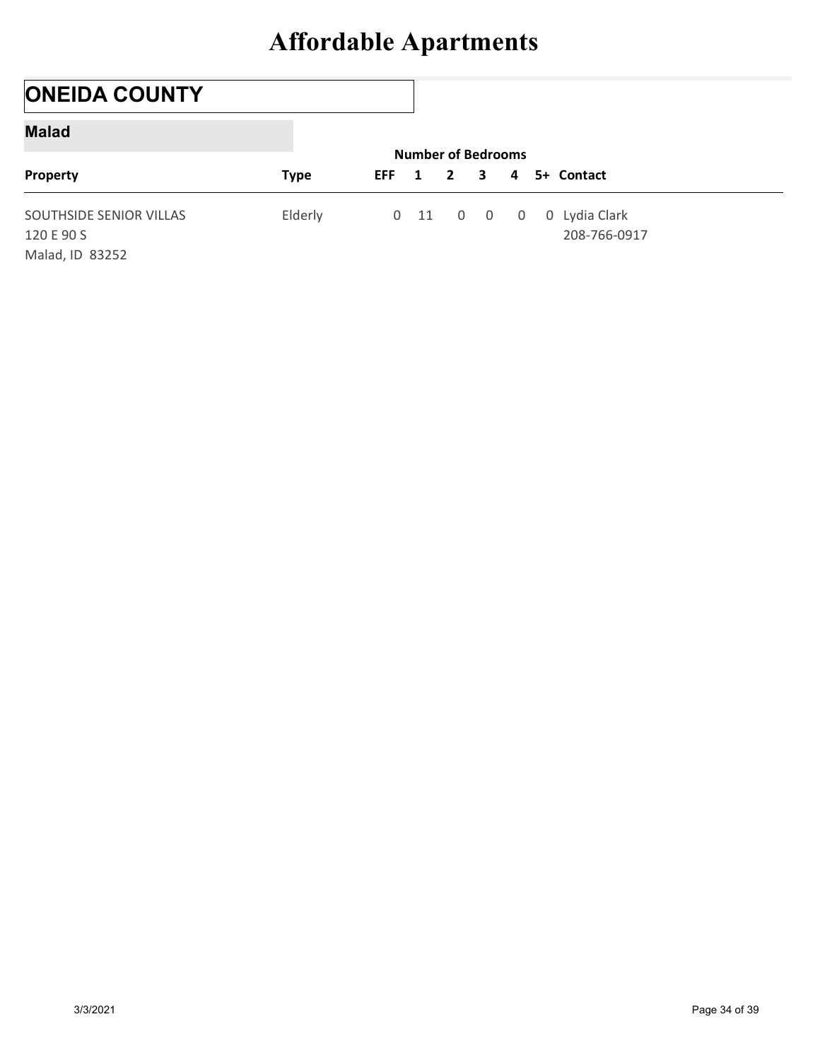# Affordable Apartments

## ONEIDA COUNTY

### Malad

| Property | Type | Number of Bedrooms | | | | | | Contact |
|---|---|---|---|---|---|---|---|---|
| | | EFF | 1 | 2 | 3 | 4 | 5+ | |
| SOUTHSIDE SENIOR VILLAS<br>120 E 90 S<br>Malad, ID 83252 | Elderly | 0 | 11 | 0 | 0 | 0 | 0 | Lydia Clark<br>208-766-0917 |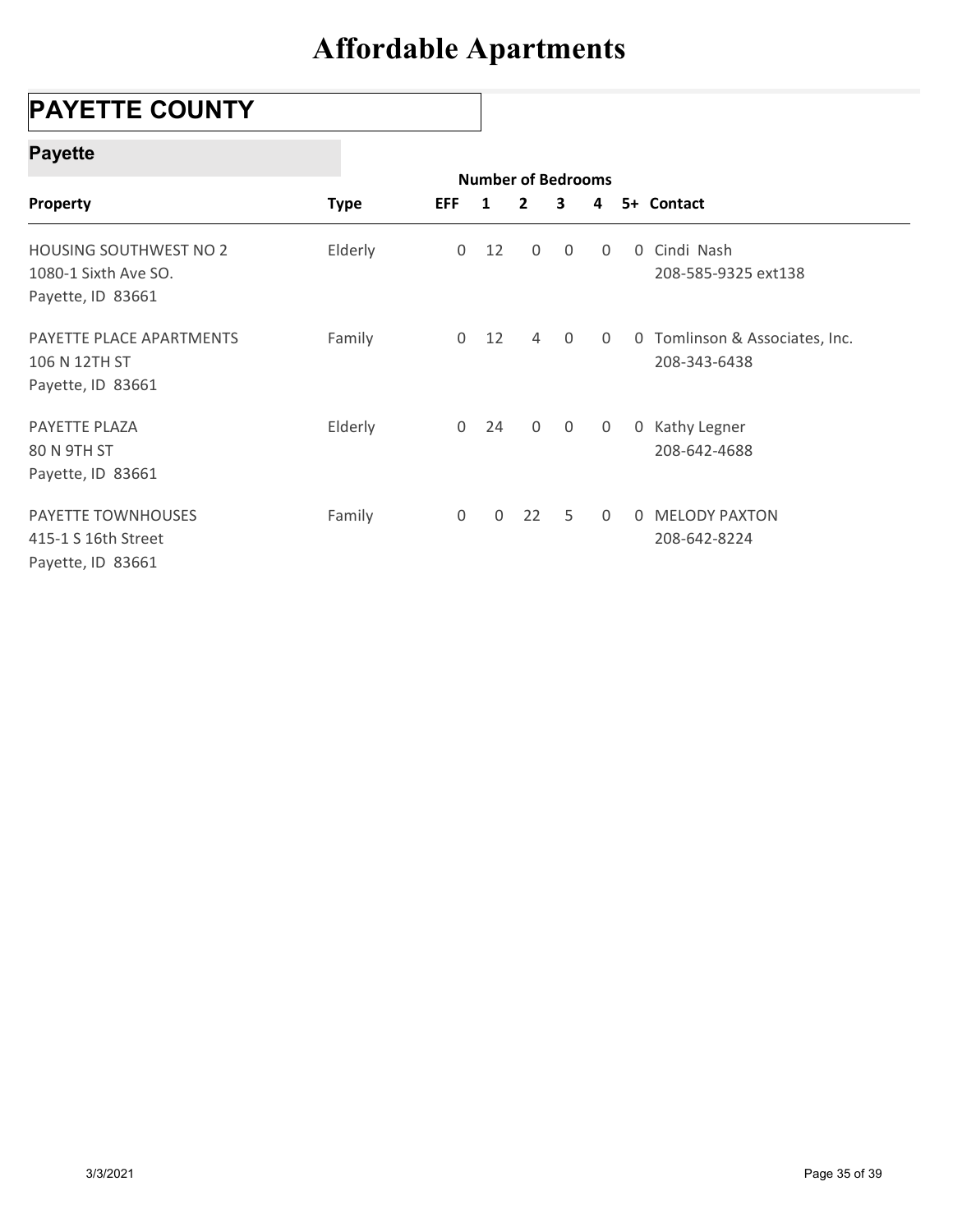# Affordable Apartments

## PAYETTE COUNTY

### Payette

| Property | Type | EFF | 1 | 2 | 3 | 4 | 5+ | Contact |
|---|---|---|---|---|---|---|---|---|
| | | Number of Bedrooms | | | | | | |
| HOUSING SOUTHWEST NO 2<br>1080-1 Sixth Ave SO.<br>Payette, ID 83661 | Elderly | 0 | 12 | 0 | 0 | 0 | 0 | Cindi Nash<br>208-585-9325 ext138 |
| PAYETTE PLACE APARTMENTS<br>106 N 12TH ST<br>Payette, ID 83661 | Family | 0 | 12 | 4 | 0 | 0 | 0 | Tomlinson & Associates, Inc.<br>208-343-6438 |
| PAYETTE PLAZA<br>80 N 9TH ST<br>Payette, ID 83661 | Elderly | 0 | 24 | 0 | 0 | 0 | 0 | Kathy Legner<br>208-642-4688 |
| PAYETTE TOWNHOUSES<br>415-1 S 16th Street<br>Payette, ID 83661 | Family | 0 | 0 | 22 | 5 | 0 | 0 | MELODY PAXTON<br>208-642-8224 |

3/3/2021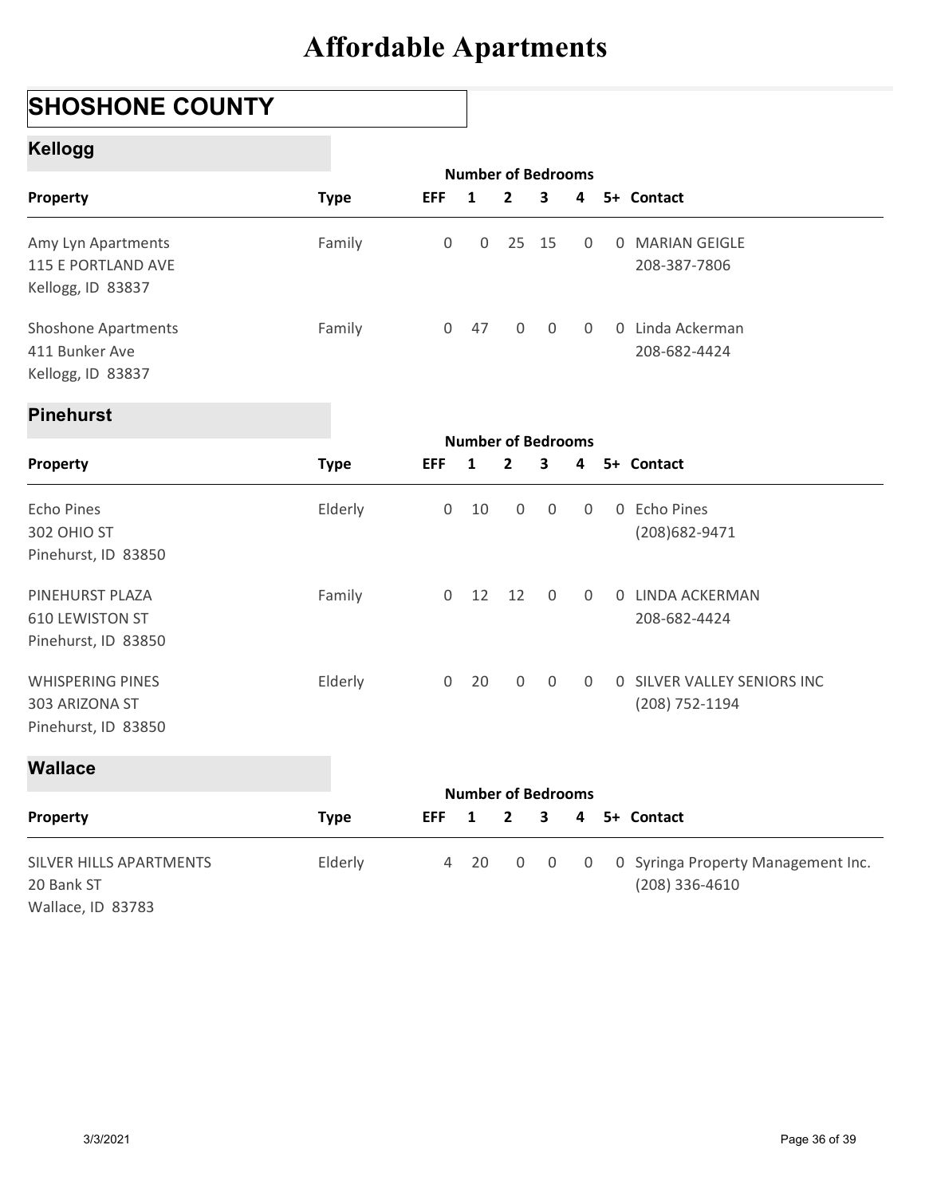# Affordable Apartments

## SHOSHONE COUNTY

### Kellogg

| Property | Type | EFF | 1 | 2 | 3 | 4 | 5+ | Contact |
|---|---|---|---|---|---|---|---|---|
| | | Number of Bedrooms | | | | | | |
| Amy Lyn Apartments<br>115 E PORTLAND AVE<br>Kellogg, ID 83837 | Family | 0 | 0 | 25 | 15 | 0 | 0 | MARIAN GEIGLE<br>208-387-7806 |
| Shoshone Apartments<br>411 Bunker Ave<br>Kellogg, ID 83837 | Family | 0 | 47 | 0 | 0 | 0 | 0 | Linda Ackerman<br>208-682-4424 |

### Pinehurst

| Property | Type | EFF | 1 | 2 | 3 | 4 | 5+ | Contact |
|---|---|---|---|---|---|---|---|---|
| | | Number of Bedrooms | | | | | | |
| Echo Pines<br>302 OHIO ST<br>Pinehurst, ID 83850 | Elderly | 0 | 10 | 0 | 0 | 0 | 0 | Echo Pines<br>(208)682-9471 |
| PINEHURST PLAZA<br>610 LEWISTON ST<br>Pinehurst, ID 83850 | Family | 0 | 12 | 12 | 0 | 0 | 0 | LINDA ACKERMAN<br>208-682-4424 |
| WHISPERING PINES<br>303 ARIZONA ST<br>Pinehurst, ID 83850 | Elderly | 0 | 20 | 0 | 0 | 0 | 0 | SILVER VALLEY SENIORS INC<br>(208) 752-1194 |

### Wallace

| Property | Type | EFF | 1 | 2 | 3 | 4 | 5+ | Contact |
|---|---|---|---|---|---|---|---|---|
| | | Number of Bedrooms | | | | | | |
| SILVER HILLS APARTMENTS<br>20 Bank ST<br>Wallace, ID 83783 | Elderly | 4 | 20 | 0 | 0 | 0 | 0 | Syringa Property Management Inc.<br>(208) 336-4610 |

3/3/2021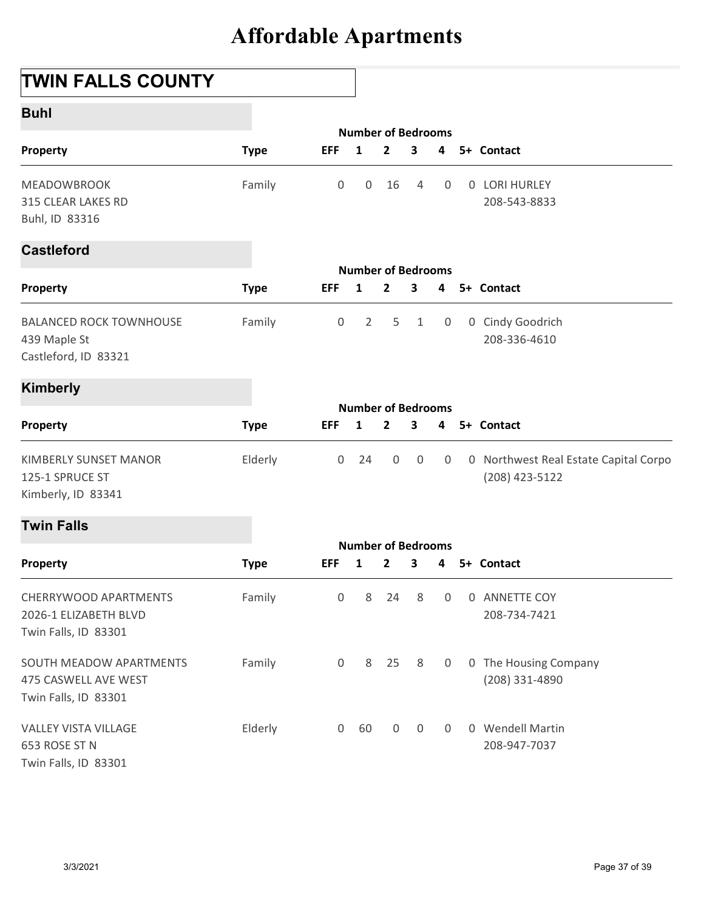# Affordable Apartments

## TWIN FALLS COUNTY

### Buhl

| Property | Type | EFF | 1 | 2 | 3 | 4 | 5+ | Contact |
|---|---|---|---|---|---|---|---|---|
| | | Number of Bedrooms | | | | | | |
| MEADOWBROOK<br>315 CLEAR LAKES RD<br>Buhl, ID 83316 | Family | 0 | 0 | 16 | 4 | 0 | 0 | LORI HURLEY<br>208-543-8833 |

### Castleford

| Property | Type | EFF | 1 | 2 | 3 | 4 | 5+ | Contact |
|---|---|---|---|---|---|---|---|---|
| | | Number of Bedrooms | | | | | | |
| BALANCED ROCK TOWNHOUSE<br>439 Maple St<br>Castleford, ID 83321 | Family | 0 | 2 | 5 | 1 | 0 | 0 | Cindy Goodrich<br>208-336-4610 |

### Kimberly

| Property | Type | EFF | 1 | 2 | 3 | 4 | 5+ | Contact |
|---|---|---|---|---|---|---|---|---|
| | | Number of Bedrooms | | | | | | |
| KIMBERLY SUNSET MANOR<br>125-1 SPRUCE ST<br>Kimberly, ID 83341 | Elderly | 0 | 24 | 0 | 0 | 0 | 0 | Northwest Real Estate Capital Corpo<br>(208) 423-5122 |

### Twin Falls

| Property | Type | EFF | 1 | 2 | 3 | 4 | 5+ | Contact |
|---|---|---|---|---|---|---|---|---|
| | | Number of Bedrooms | | | | | | |
| CHERRYWOOD APARTMENTS<br>2026-1 ELIZABETH BLVD<br>Twin Falls, ID 83301 | Family | 0 | 8 | 24 | 8 | 0 | 0 | ANNETTE COY<br>208-734-7421 |
| SOUTH MEADOW APARTMENTS<br>475 CASWELL AVE WEST<br>Twin Falls, ID 83301 | Family | 0 | 8 | 25 | 8 | 0 | 0 | The Housing Company<br>(208) 331-4890 |
| VALLEY VISTA VILLAGE<br>653 ROSE ST N<br>Twin Falls, ID 83301 | Elderly | 0 | 60 | 0 | 0 | 0 | 0 | Wendell Martin<br>208-947-7037 |

3/3/2021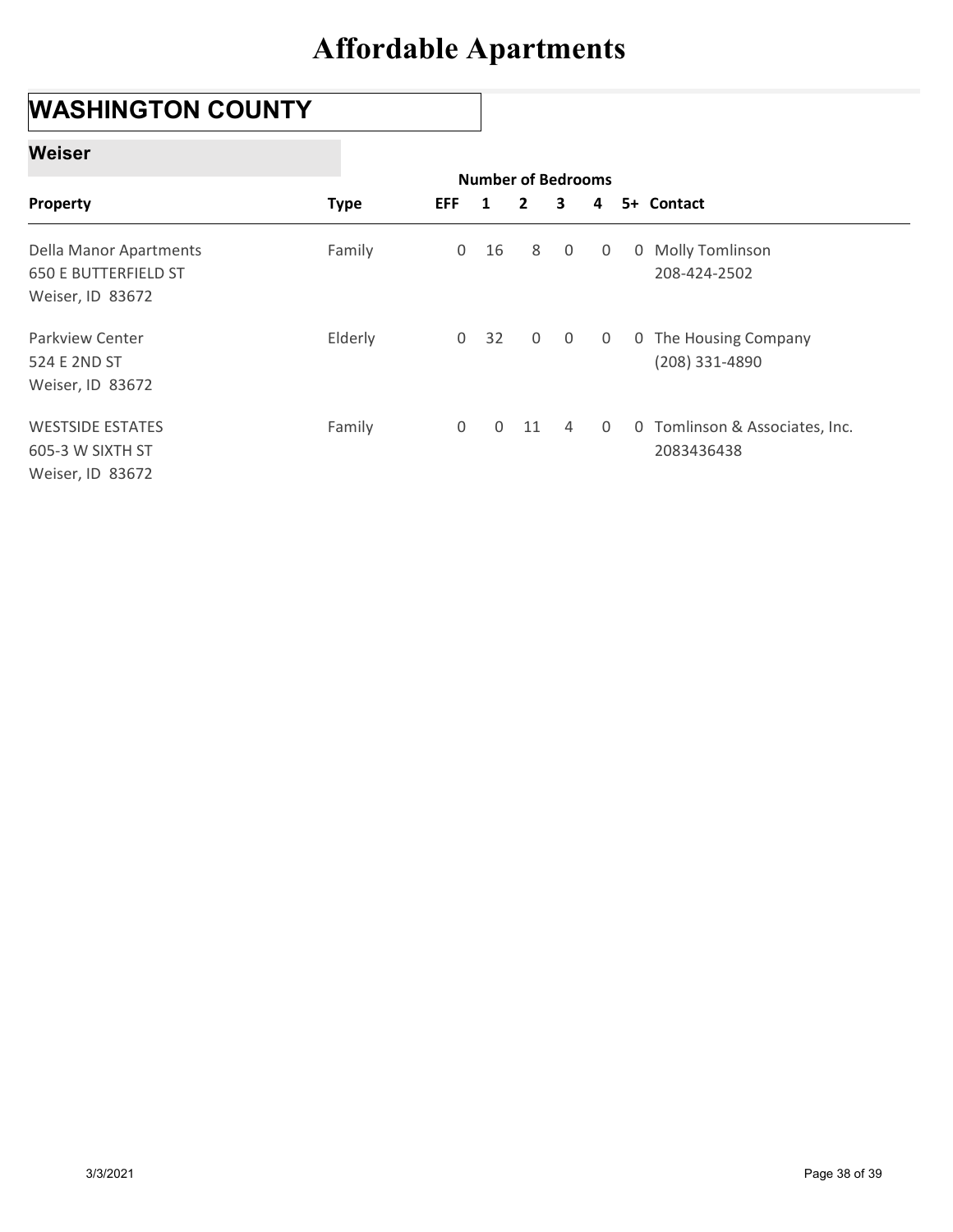# Affordable Apartments

## WASHINGTON COUNTY

### Weiser

| Property | Type | Number of Bedrooms EFF | 1 | 2 | 3 | 4 | 5+ | Contact |
|---|---|---|---|---|---|---|---|---|
| Della Manor Apartments<br>650 E BUTTERFIELD ST<br>Weiser, ID 83672 | Family | 0 | 16 | 8 | 0 | 0 | 0 | Molly Tomlinson<br>208-424-2502 |
| Parkview Center<br>524 E 2ND ST<br>Weiser, ID 83672 | Elderly | 0 | 32 | 0 | 0 | 0 | 0 | The Housing Company<br>(208) 331-4890 |
| WESTSIDE ESTATES<br>605-3 W SIXTH ST<br>Weiser, ID 83672 | Family | 0 | 0 | 11 | 4 | 0 | 0 | Tomlinson & Associates, Inc.<br>2083436438 |

3/3/2021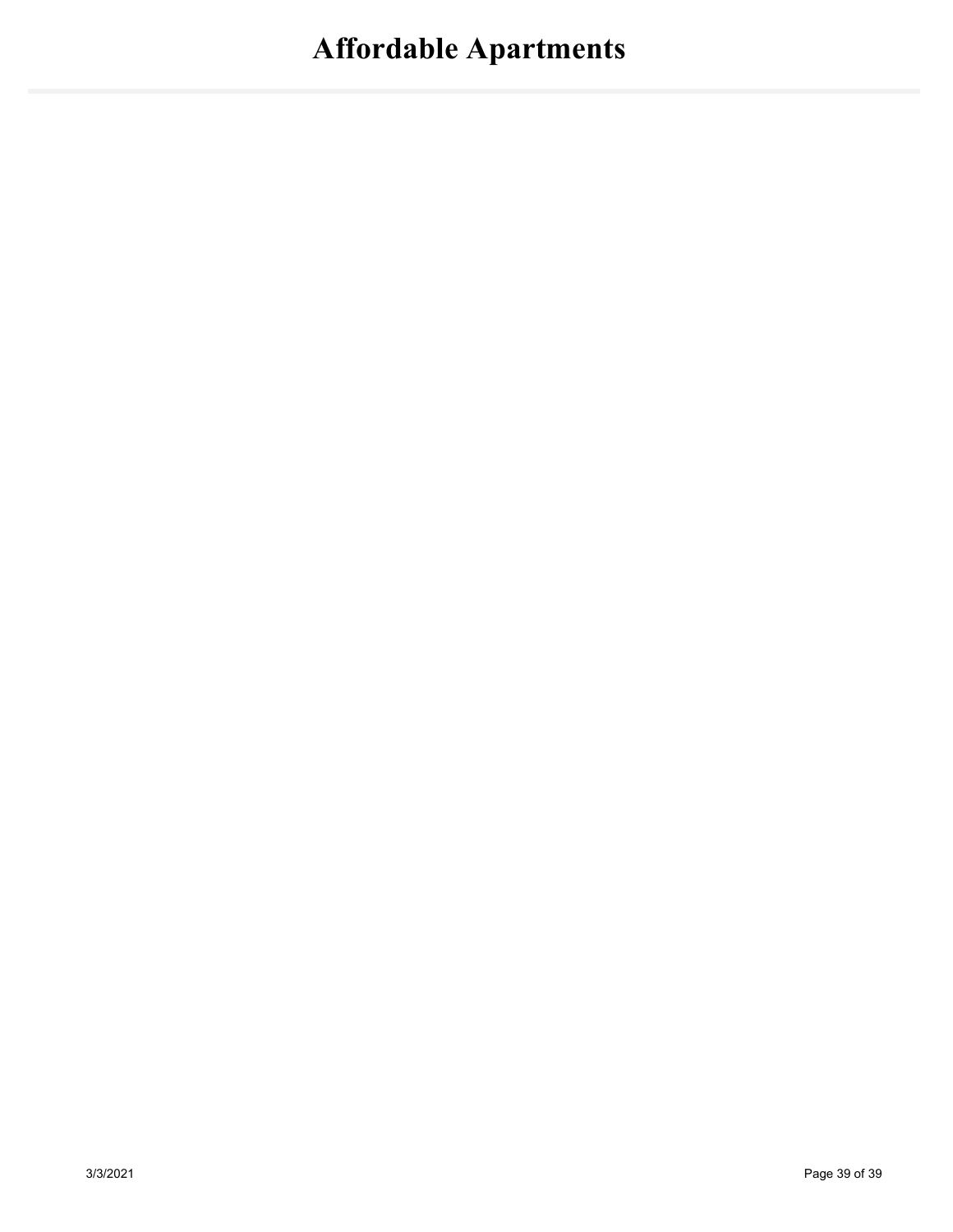# Affordable Apartments